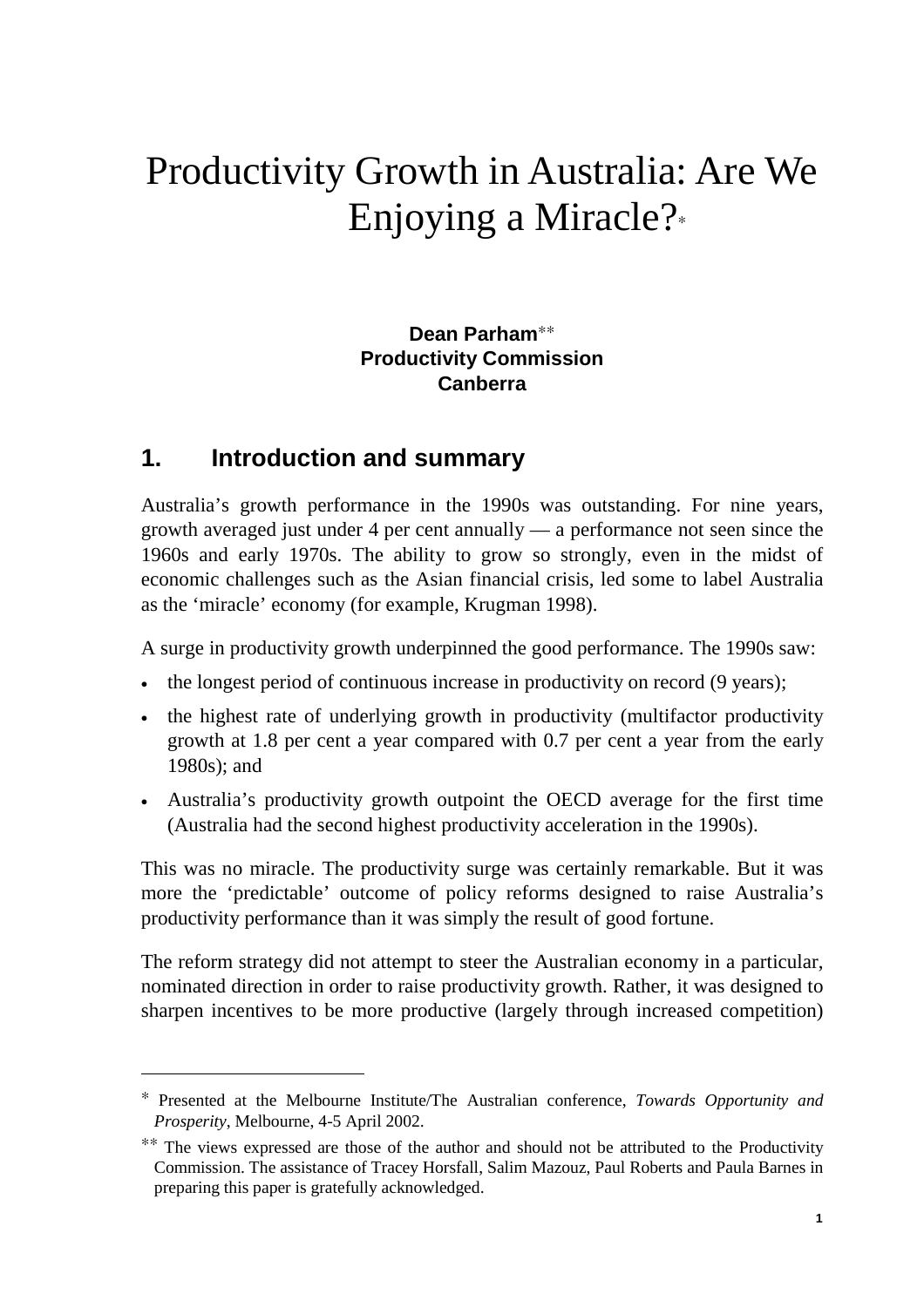# Productivity Growth in Australia: Are We Enjoying a Miracle?*

**Dean Parham****
**Productivity Commission**
**Canberra**

## 1. Introduction and summary

Australia's growth performance in the 1990s was outstanding. For nine years, growth averaged just under 4 per cent annually — a performance not seen since the 1960s and early 1970s. The ability to grow so strongly, even in the midst of economic challenges such as the Asian financial crisis, led some to label Australia as the 'miracle' economy (for example, Krugman 1998).

A surge in productivity growth underpinned the good performance. The 1990s saw:

- the longest period of continuous increase in productivity on record (9 years);
- the highest rate of underlying growth in productivity (multifactor productivity growth at 1.8 per cent a year compared with 0.7 per cent a year from the early 1980s); and
- Australia's productivity growth outpoint the OECD average for the first time (Australia had the second highest productivity acceleration in the 1990s).

This was no miracle. The productivity surge was certainly remarkable. But it was more the 'predictable' outcome of policy reforms designed to raise Australia's productivity performance than it was simply the result of good fortune.

The reform strategy did not attempt to steer the Australian economy in a particular, nominated direction in order to raise productivity growth. Rather, it was designed to sharpen incentives to be more productive (largely through increased competition)

---

* Presented at the Melbourne Institute/The Australian conference, *Towards Opportunity and Prosperity*, Melbourne, 4-5 April 2002.

** The views expressed are those of the author and should not be attributed to the Productivity Commission. The assistance of Tracey Horsfall, Salim Mazouz, Paul Roberts and Paula Barnes in preparing this paper is gratefully acknowledged.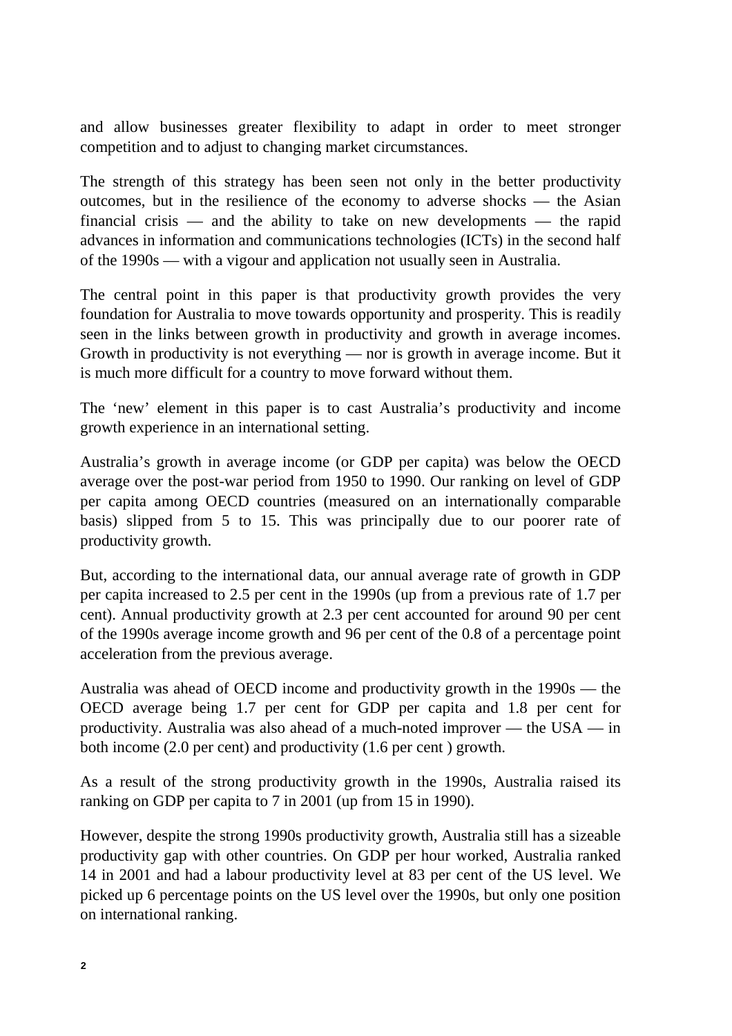and allow businesses greater flexibility to adapt in order to meet stronger competition and to adjust to changing market circumstances.

The strength of this strategy has been seen not only in the better productivity outcomes, but in the resilience of the economy to adverse shocks — the Asian financial crisis — and the ability to take on new developments — the rapid advances in information and communications technologies (ICTs) in the second half of the 1990s — with a vigour and application not usually seen in Australia.

The central point in this paper is that productivity growth provides the very foundation for Australia to move towards opportunity and prosperity. This is readily seen in the links between growth in productivity and growth in average incomes. Growth in productivity is not everything — nor is growth in average income. But it is much more difficult for a country to move forward without them.

The 'new' element in this paper is to cast Australia's productivity and income growth experience in an international setting.

Australia's growth in average income (or GDP per capita) was below the OECD average over the post-war period from 1950 to 1990. Our ranking on level of GDP per capita among OECD countries (measured on an internationally comparable basis) slipped from 5 to 15. This was principally due to our poorer rate of productivity growth.

But, according to the international data, our annual average rate of growth in GDP per capita increased to 2.5 per cent in the 1990s (up from a previous rate of 1.7 per cent). Annual productivity growth at 2.3 per cent accounted for around 90 per cent of the 1990s average income growth and 96 per cent of the 0.8 of a percentage point acceleration from the previous average.

Australia was ahead of OECD income and productivity growth in the 1990s — the OECD average being 1.7 per cent for GDP per capita and 1.8 per cent for productivity. Australia was also ahead of a much-noted improver — the USA — in both income (2.0 per cent) and productivity (1.6 per cent ) growth.

As a result of the strong productivity growth in the 1990s, Australia raised its ranking on GDP per capita to 7 in 2001 (up from 15 in 1990).

However, despite the strong 1990s productivity growth, Australia still has a sizeable productivity gap with other countries. On GDP per hour worked, Australia ranked 14 in 2001 and had a labour productivity level at 83 per cent of the US level. We picked up 6 percentage points on the US level over the 1990s, but only one position on international ranking.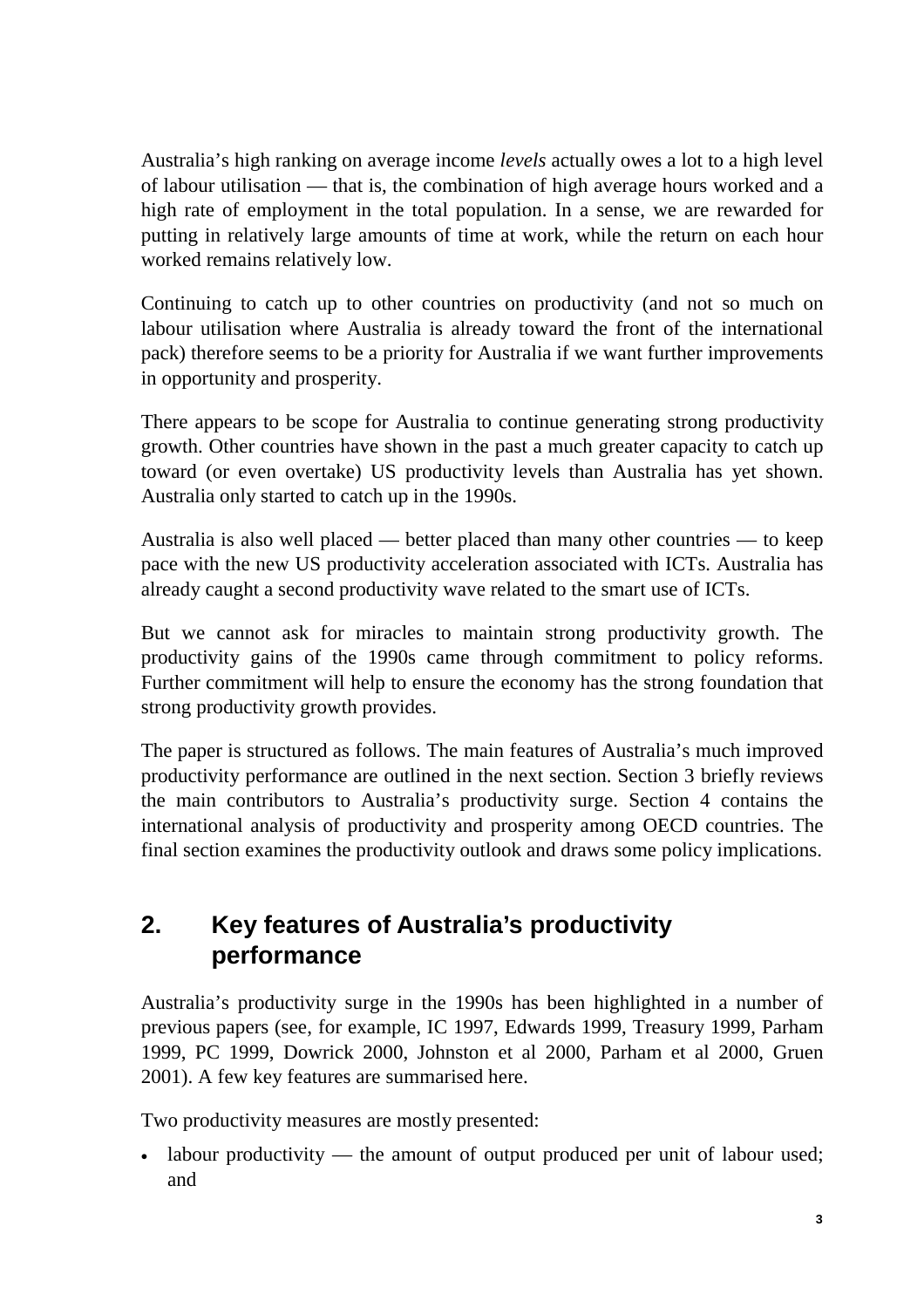Australia's high ranking on average income *levels* actually owes a lot to a high level of labour utilisation — that is, the combination of high average hours worked and a high rate of employment in the total population. In a sense, we are rewarded for putting in relatively large amounts of time at work, while the return on each hour worked remains relatively low.

Continuing to catch up to other countries on productivity (and not so much on labour utilisation where Australia is already toward the front of the international pack) therefore seems to be a priority for Australia if we want further improvements in opportunity and prosperity.

There appears to be scope for Australia to continue generating strong productivity growth. Other countries have shown in the past a much greater capacity to catch up toward (or even overtake) US productivity levels than Australia has yet shown. Australia only started to catch up in the 1990s.

Australia is also well placed — better placed than many other countries — to keep pace with the new US productivity acceleration associated with ICTs. Australia has already caught a second productivity wave related to the smart use of ICTs.

But we cannot ask for miracles to maintain strong productivity growth. The productivity gains of the 1990s came through commitment to policy reforms. Further commitment will help to ensure the economy has the strong foundation that strong productivity growth provides.

The paper is structured as follows. The main features of Australia's much improved productivity performance are outlined in the next section. Section 3 briefly reviews the main contributors to Australia's productivity surge. Section 4 contains the international analysis of productivity and prosperity among OECD countries. The final section examines the productivity outlook and draws some policy implications.

## 2. Key features of Australia's productivity performance

Australia's productivity surge in the 1990s has been highlighted in a number of previous papers (see, for example, IC 1997, Edwards 1999, Treasury 1999, Parham 1999, PC 1999, Dowrick 2000, Johnston et al 2000, Parham et al 2000, Gruen 2001). A few key features are summarised here.

Two productivity measures are mostly presented:

- labour productivity — the amount of output produced per unit of labour used; and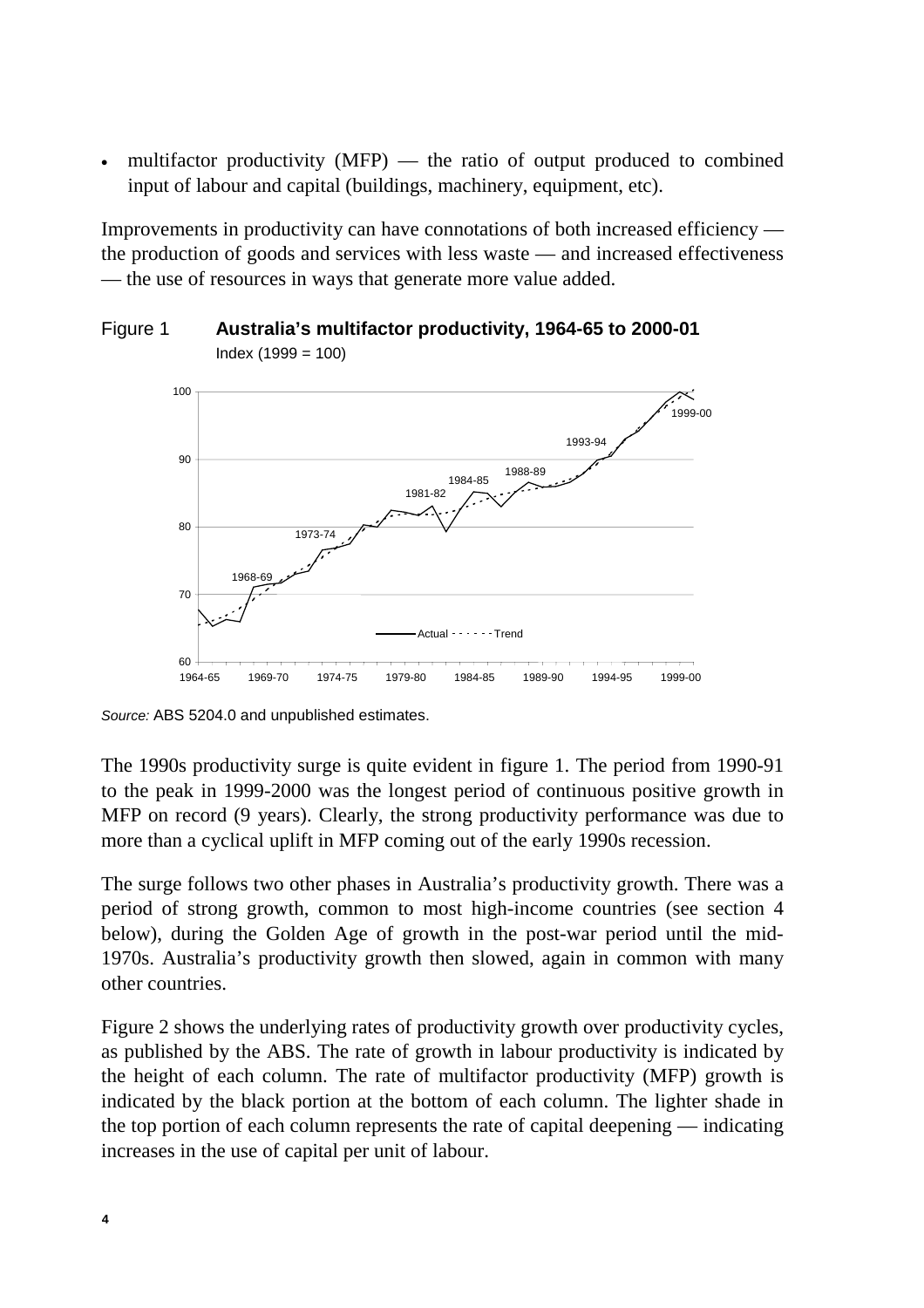- multifactor productivity (MFP) — the ratio of output produced to combined input of labour and capital (buildings, machinery, equipment, etc).

Improvements in productivity can have connotations of both increased efficiency — the production of goods and services with less waste — and increased effectiveness — the use of resources in ways that generate more value added.

Figure 1 **Australia's multifactor productivity, 1964-65 to 2000-01**
Index (1999 = 100)

*Source:* ABS 5204.0 and unpublished estimates.

The 1990s productivity surge is quite evident in figure 1. The period from 1990-91 to the peak in 1999-2000 was the longest period of continuous positive growth in MFP on record (9 years). Clearly, the strong productivity performance was due to more than a cyclical uplift in MFP coming out of the early 1990s recession.

The surge follows two other phases in Australia's productivity growth. There was a period of strong growth, common to most high-income countries (see section 4 below), during the Golden Age of growth in the post-war period until the mid-1970s. Australia's productivity growth then slowed, again in common with many other countries.

Figure 2 shows the underlying rates of productivity growth over productivity cycles, as published by the ABS. The rate of growth in labour productivity is indicated by the height of each column. The rate of multifactor productivity (MFP) growth is indicated by the black portion at the bottom of each column. The lighter shade in the top portion of each column represents the rate of capital deepening — indicating increases in the use of capital per unit of labour.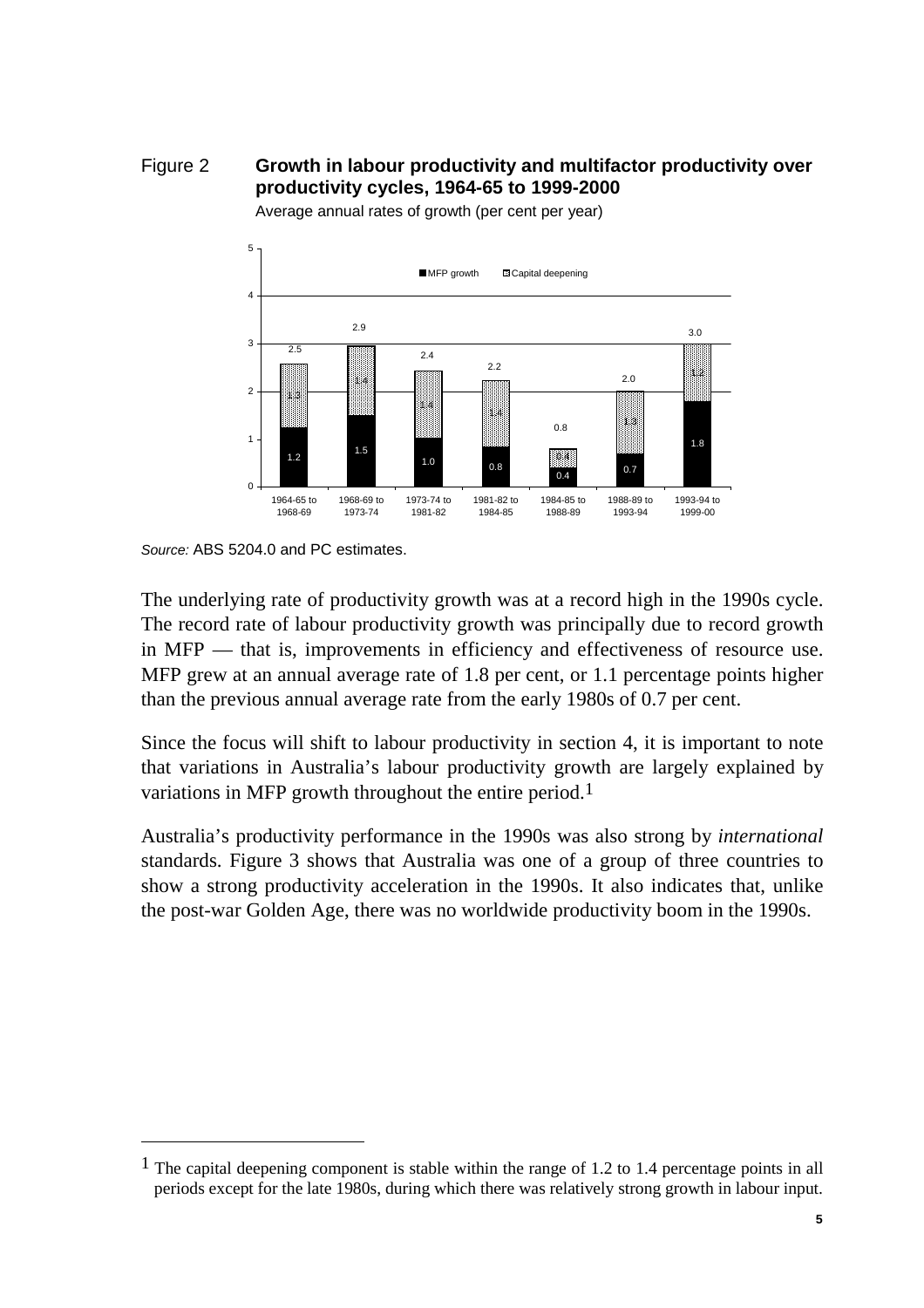Figure 2 **Growth in labour productivity and multifactor productivity over productivity cycles, 1964-65 to 1999-2000**

Average annual rates of growth (per cent per year)

| Period | MFP growth | Capital deepening | Total |
| --- | --- | --- | --- |
| 1964-65 to 1968-69 | 1.2 | 1.3 | 2.5 |
| 1968-69 to 1973-74 | 1.5 | 1.4 | 2.9 |
| 1973-74 to 1981-82 | 1.0 | 1.4 | 2.4 |
| 1981-82 to 1984-85 | 0.8 | 1.4 | 2.2 |
| 1984-85 to 1988-89 | 0.4 | 0.4 | 0.8 |
| 1988-89 to 1993-94 | 0.7 | 1.3 | 2.0 |
| 1993-94 to 1999-00 | 1.8 | 1.2 | 3.0 |

*Source:* ABS 5204.0 and PC estimates.

The underlying rate of productivity growth was at a record high in the 1990s cycle. The record rate of labour productivity growth was principally due to record growth in MFP — that is, improvements in efficiency and effectiveness of resource use. MFP grew at an annual average rate of 1.8 per cent, or 1.1 percentage points higher than the previous annual average rate from the early 1980s of 0.7 per cent.

Since the focus will shift to labour productivity in section 4, it is important to note that variations in Australia's labour productivity growth are largely explained by variations in MFP growth throughout the entire period.[1]

Australia's productivity performance in the 1990s was also strong by *international* standards. Figure 3 shows that Australia was one of a group of three countries to show a strong productivity acceleration in the 1990s. It also indicates that, unlike the post-war Golden Age, there was no worldwide productivity boom in the 1990s.

---

[1] The capital deepening component is stable within the range of 1.2 to 1.4 percentage points in all periods except for the late 1980s, during which there was relatively strong growth in labour input.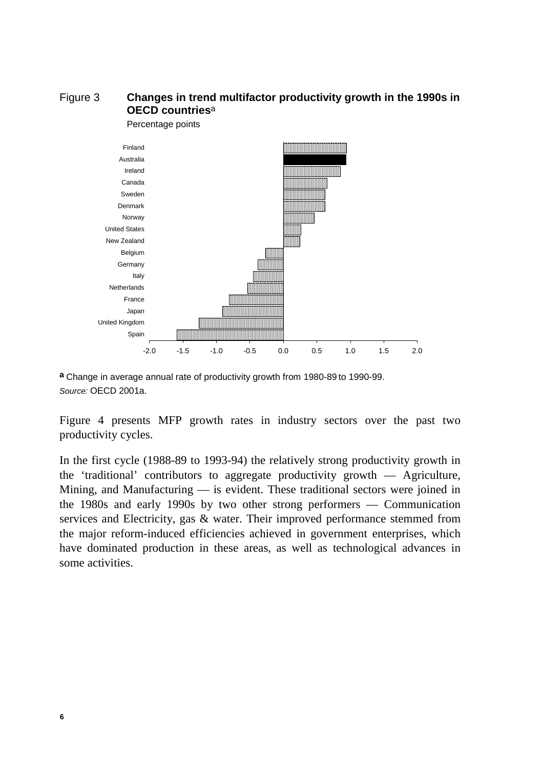Figure 3 **Changes in trend multifactor productivity growth in the 1990s in OECD countries**[a]

Percentage points

Finland
Australia
Ireland
Canada
Sweden
Denmark
Norway
United States
New Zealand
Belgium
Germany
Italy
Netherlands
France
Japan
United Kingdom
Spain

-2.0 -1.5 -1.0 -0.5 0.0 0.5 1.0 1.5 2.0

**a** Change in average annual rate of productivity growth from 1980-89 to 1990-99.
*Source:* OECD 2001a.

Figure 4 presents MFP growth rates in industry sectors over the past two productivity cycles.

In the first cycle (1988-89 to 1993-94) the relatively strong productivity growth in the 'traditional' contributors to aggregate productivity growth — Agriculture, Mining, and Manufacturing — is evident. These traditional sectors were joined in the 1980s and early 1990s by two other strong performers — Communication services and Electricity, gas & water. Their improved performance stemmed from the major reform-induced efficiencies achieved in government enterprises, which have dominated production in these areas, as well as technological advances in some activities.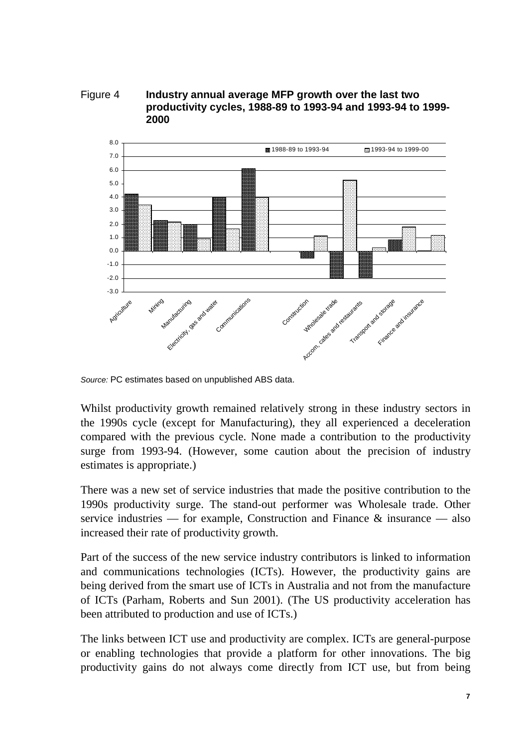Figure 4 **Industry annual average MFP growth over the last two productivity cycles, 1988-89 to 1993-94 and 1993-94 to 1999-2000**

*Source:* PC estimates based on unpublished ABS data.

Whilst productivity growth remained relatively strong in these industry sectors in the 1990s cycle (except for Manufacturing), they all experienced a deceleration compared with the previous cycle. None made a contribution to the productivity surge from 1993-94. (However, some caution about the precision of industry estimates is appropriate.)

There was a new set of service industries that made the positive contribution to the 1990s productivity surge. The stand-out performer was Wholesale trade. Other service industries — for example, Construction and Finance & insurance — also increased their rate of productivity growth.

Part of the success of the new service industry contributors is linked to information and communications technologies (ICTs). However, the productivity gains are being derived from the smart use of ICTs in Australia and not from the manufacture of ICTs (Parham, Roberts and Sun 2001). (The US productivity acceleration has been attributed to production and use of ICTs.)

The links between ICT use and productivity are complex. ICTs are general-purpose or enabling technologies that provide a platform for other innovations. The big productivity gains do not always come directly from ICT use, but from being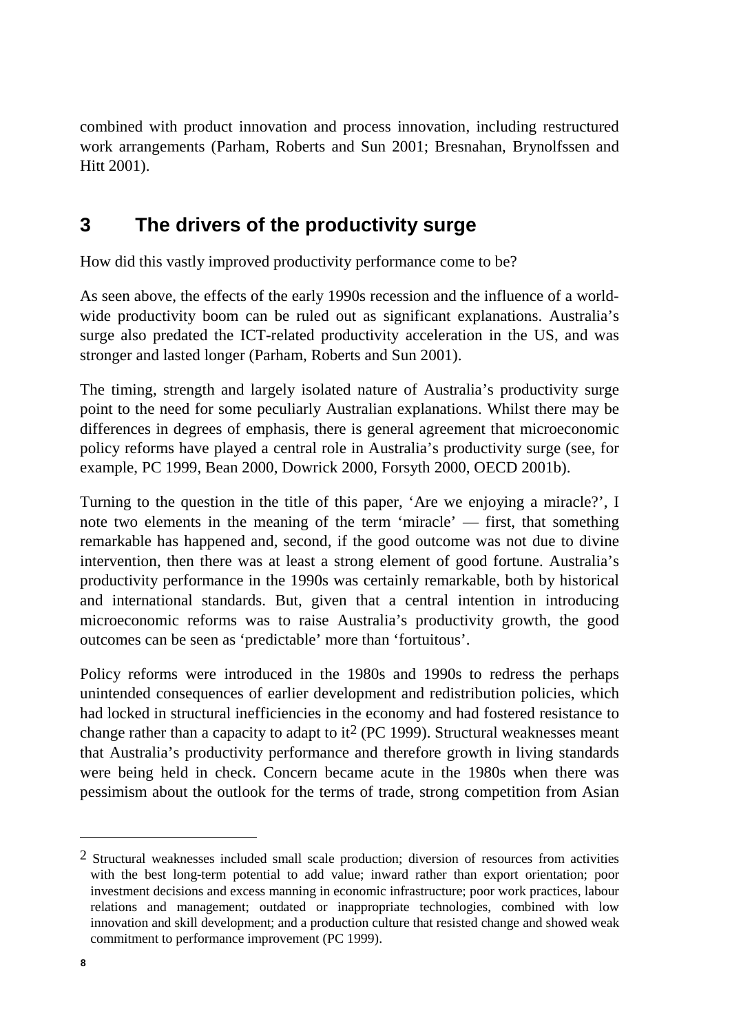combined with product innovation and process innovation, including restructured work arrangements (Parham, Roberts and Sun 2001; Bresnahan, Brynolfssen and Hitt 2001).

## 3 The drivers of the productivity surge

How did this vastly improved productivity performance come to be?

As seen above, the effects of the early 1990s recession and the influence of a world-wide productivity boom can be ruled out as significant explanations. Australia's surge also predated the ICT-related productivity acceleration in the US, and was stronger and lasted longer (Parham, Roberts and Sun 2001).

The timing, strength and largely isolated nature of Australia's productivity surge point to the need for some peculiarly Australian explanations. Whilst there may be differences in degrees of emphasis, there is general agreement that microeconomic policy reforms have played a central role in Australia's productivity surge (see, for example, PC 1999, Bean 2000, Dowrick 2000, Forsyth 2000, OECD 2001b).

Turning to the question in the title of this paper, 'Are we enjoying a miracle?', I note two elements in the meaning of the term 'miracle' — first, that something remarkable has happened and, second, if the good outcome was not due to divine intervention, then there was at least a strong element of good fortune. Australia's productivity performance in the 1990s was certainly remarkable, both by historical and international standards. But, given that a central intention in introducing microeconomic reforms was to raise Australia's productivity growth, the good outcomes can be seen as 'predictable' more than 'fortuitous'.

Policy reforms were introduced in the 1980s and 1990s to redress the perhaps unintended consequences of earlier development and redistribution policies, which had locked in structural inefficiencies in the economy and had fostered resistance to change rather than a capacity to adapt to it[2] (PC 1999). Structural weaknesses meant that Australia's productivity performance and therefore growth in living standards were being held in check. Concern became acute in the 1980s when there was pessimism about the outlook for the terms of trade, strong competition from Asian

---

[2] Structural weaknesses included small scale production; diversion of resources from activities with the best long-term potential to add value; inward rather than export orientation; poor investment decisions and excess manning in economic infrastructure; poor work practices, labour relations and management; outdated or inappropriate technologies, combined with low innovation and skill development; and a production culture that resisted change and showed weak commitment to performance improvement (PC 1999).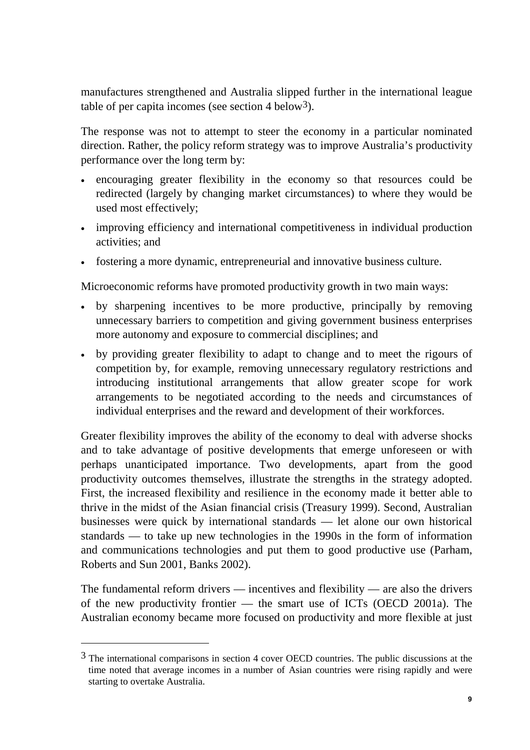manufactures strengthened and Australia slipped further in the international league table of per capita incomes (see section 4 below[3]).

The response was not to attempt to steer the economy in a particular nominated direction. Rather, the policy reform strategy was to improve Australia's productivity performance over the long term by:

- encouraging greater flexibility in the economy so that resources could be redirected (largely by changing market circumstances) to where they would be used most effectively;
- improving efficiency and international competitiveness in individual production activities; and
- fostering a more dynamic, entrepreneurial and innovative business culture.

Microeconomic reforms have promoted productivity growth in two main ways:

- by sharpening incentives to be more productive, principally by removing unnecessary barriers to competition and giving government business enterprises more autonomy and exposure to commercial disciplines; and
- by providing greater flexibility to adapt to change and to meet the rigours of competition by, for example, removing unnecessary regulatory restrictions and introducing institutional arrangements that allow greater scope for work arrangements to be negotiated according to the needs and circumstances of individual enterprises and the reward and development of their workforces.

Greater flexibility improves the ability of the economy to deal with adverse shocks and to take advantage of positive developments that emerge unforeseen or with perhaps unanticipated importance. Two developments, apart from the good productivity outcomes themselves, illustrate the strengths in the strategy adopted. First, the increased flexibility and resilience in the economy made it better able to thrive in the midst of the Asian financial crisis (Treasury 1999). Second, Australian businesses were quick by international standards — let alone our own historical standards — to take up new technologies in the 1990s in the form of information and communications technologies and put them to good productive use (Parham, Roberts and Sun 2001, Banks 2002).

The fundamental reform drivers — incentives and flexibility — are also the drivers of the new productivity frontier — the smart use of ICTs (OECD 2001a). The Australian economy became more focused on productivity and more flexible at just

---

[3] The international comparisons in section 4 cover OECD countries. The public discussions at the time noted that average incomes in a number of Asian countries were rising rapidly and were starting to overtake Australia.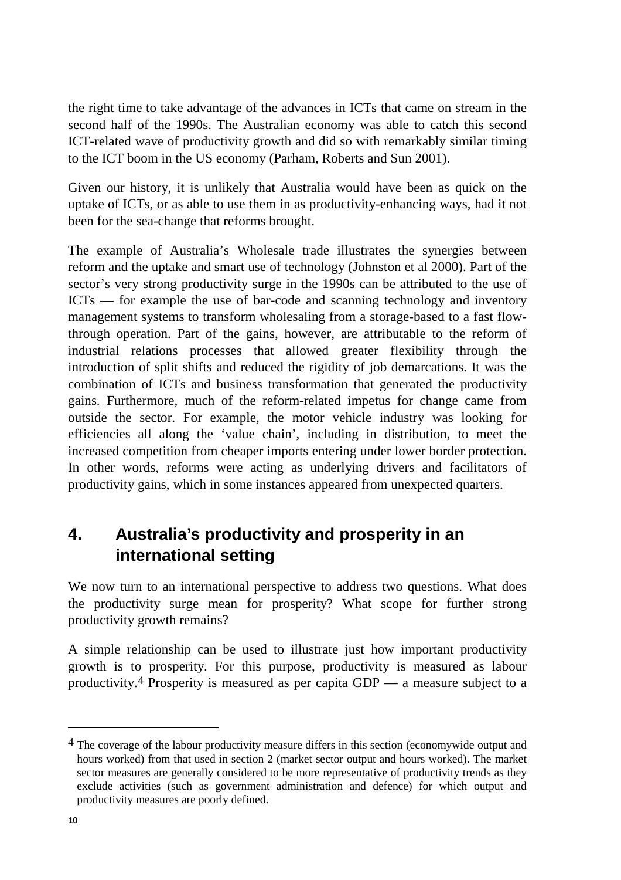the right time to take advantage of the advances in ICTs that came on stream in the second half of the 1990s. The Australian economy was able to catch this second ICT-related wave of productivity growth and did so with remarkably similar timing to the ICT boom in the US economy (Parham, Roberts and Sun 2001).

Given our history, it is unlikely that Australia would have been as quick on the uptake of ICTs, or as able to use them in as productivity-enhancing ways, had it not been for the sea-change that reforms brought.

The example of Australia's Wholesale trade illustrates the synergies between reform and the uptake and smart use of technology (Johnston et al 2000). Part of the sector's very strong productivity surge in the 1990s can be attributed to the use of ICTs — for example the use of bar-code and scanning technology and inventory management systems to transform wholesaling from a storage-based to a fast flow-through operation. Part of the gains, however, are attributable to the reform of industrial relations processes that allowed greater flexibility through the introduction of split shifts and reduced the rigidity of job demarcations. It was the combination of ICTs and business transformation that generated the productivity gains. Furthermore, much of the reform-related impetus for change came from outside the sector. For example, the motor vehicle industry was looking for efficiencies all along the 'value chain', including in distribution, to meet the increased competition from cheaper imports entering under lower border protection. In other words, reforms were acting as underlying drivers and facilitators of productivity gains, which in some instances appeared from unexpected quarters.

## 4. Australia's productivity and prosperity in an international setting

We now turn to an international perspective to address two questions. What does the productivity surge mean for prosperity? What scope for further strong productivity growth remains?

A simple relationship can be used to illustrate just how important productivity growth is to prosperity. For this purpose, productivity is measured as labour productivity.[4] Prosperity is measured as per capita GDP — a measure subject to a

---

[4] The coverage of the labour productivity measure differs in this section (economywide output and hours worked) from that used in section 2 (market sector output and hours worked). The market sector measures are generally considered to be more representative of productivity trends as they exclude activities (such as government administration and defence) for which output and productivity measures are poorly defined.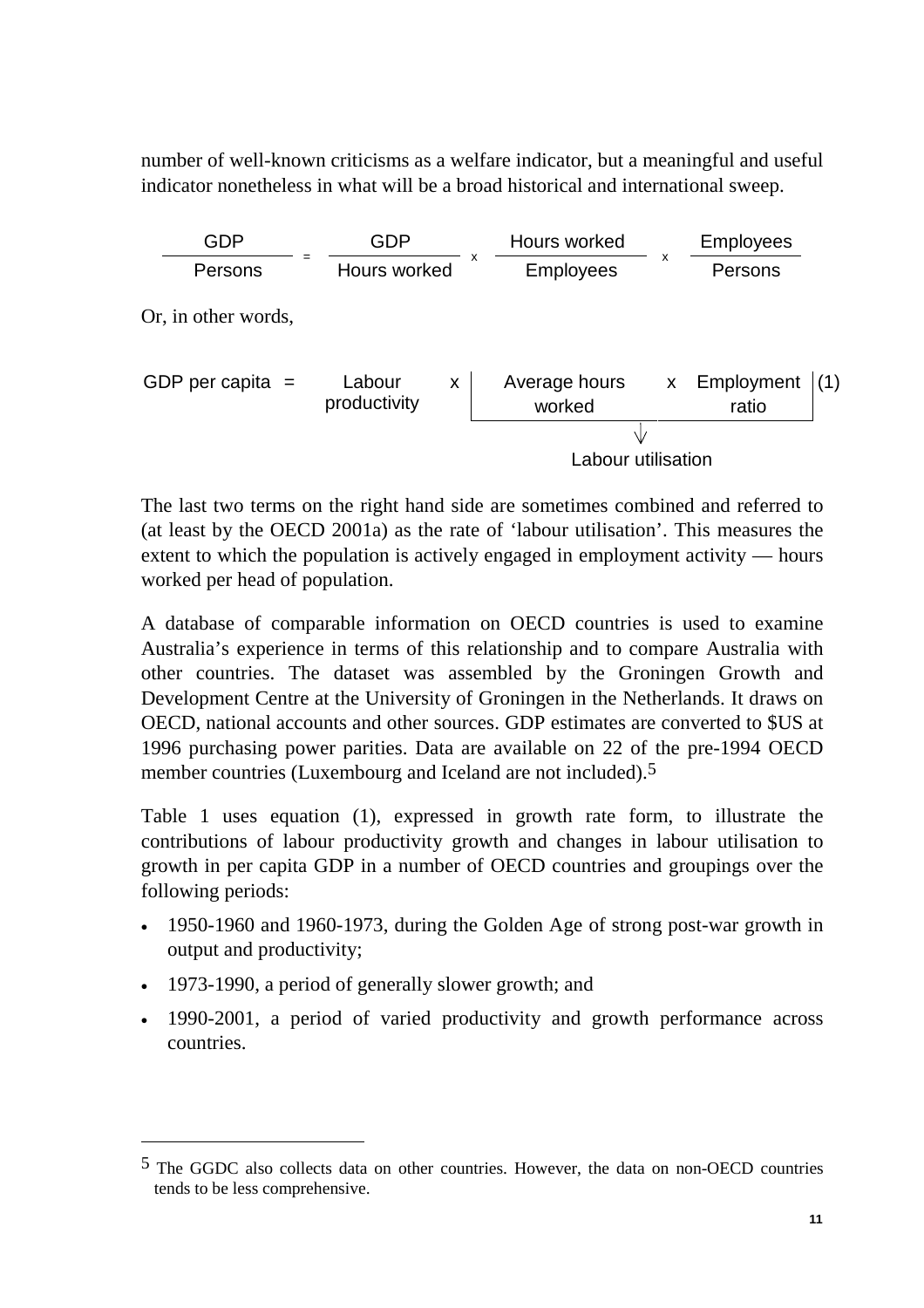number of well-known criticisms as a welfare indicator, but a meaningful and useful indicator nonetheless in what will be a broad historical and international sweep.

$$\frac{\text{GDP}}{\text{Persons}} = \frac{\text{GDP}}{\text{Hours worked}} \times \frac{\text{Hours worked}}{\text{Employees}} \times \frac{\text{Employees}}{\text{Persons}}$$

Or, in other words,

$$\text{GDP per capita} = \text{Labour productivity} \times \underbrace{\text{Average hours worked} \times \text{Employment ratio}}_{\text{Labour utilisation}} \quad (1)$$

The last two terms on the right hand side are sometimes combined and referred to (at least by the OECD 2001a) as the rate of 'labour utilisation'. This measures the extent to which the population is actively engaged in employment activity — hours worked per head of population.

A database of comparable information on OECD countries is used to examine Australia's experience in terms of this relationship and to compare Australia with other countries. The dataset was assembled by the Groningen Growth and Development Centre at the University of Groningen in the Netherlands. It draws on OECD, national accounts and other sources. GDP estimates are converted to $US at 1996 purchasing power parities. Data are available on 22 of the pre-1994 OECD member countries (Luxembourg and Iceland are not included).[5]

Table 1 uses equation (1), expressed in growth rate form, to illustrate the contributions of labour productivity growth and changes in labour utilisation to growth in per capita GDP in a number of OECD countries and groupings over the following periods:

- 1950-1960 and 1960-1973, during the Golden Age of strong post-war growth in output and productivity;
- 1973-1990, a period of generally slower growth; and
- 1990-2001, a period of varied productivity and growth performance across countries.

---

[5] The GGDC also collects data on other countries. However, the data on non-OECD countries tends to be less comprehensive.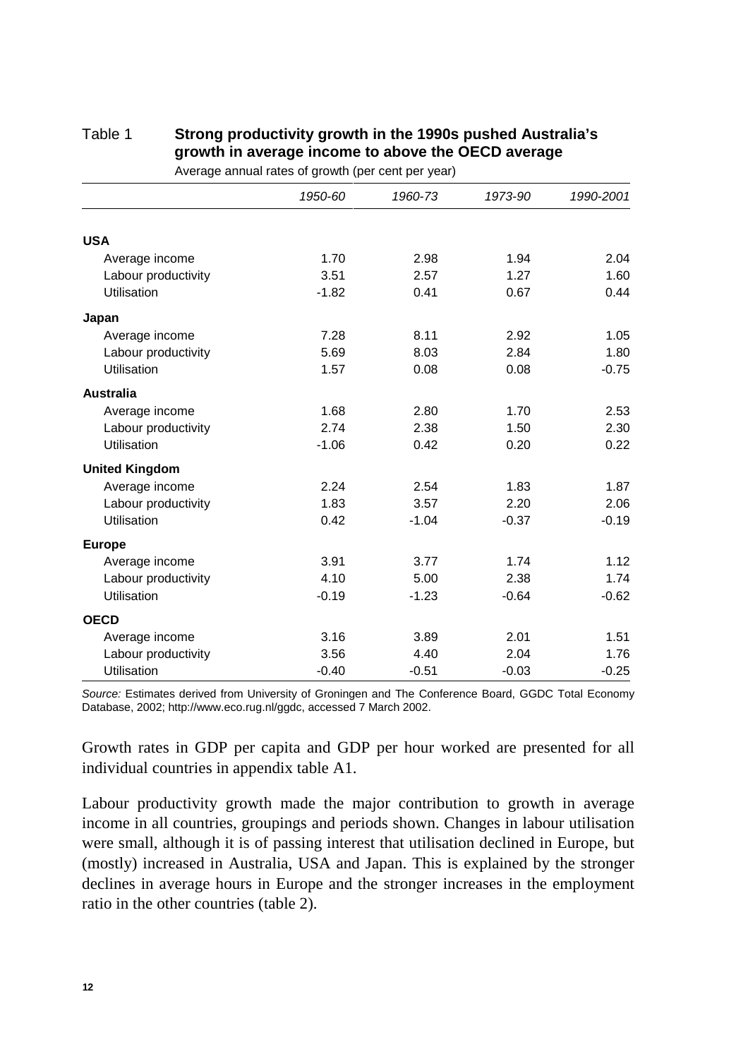Table 1 **Strong productivity growth in the 1990s pushed Australia's growth in average income to above the OECD average**

Average annual rates of growth (per cent per year)

| | *1950-60* | *1960-73* | *1973-90* | *1990-2001* |
|---|---|---|---|---|
| **USA** | | | | |
| Average income | 1.70 | 2.98 | 1.94 | 2.04 |
| Labour productivity | 3.51 | 2.57 | 1.27 | 1.60 |
| Utilisation | -1.82 | 0.41 | 0.67 | 0.44 |
| **Japan** | | | | |
| Average income | 7.28 | 8.11 | 2.92 | 1.05 |
| Labour productivity | 5.69 | 8.03 | 2.84 | 1.80 |
| Utilisation | 1.57 | 0.08 | 0.08 | -0.75 |
| **Australia** | | | | |
| Average income | 1.68 | 2.80 | 1.70 | 2.53 |
| Labour productivity | 2.74 | 2.38 | 1.50 | 2.30 |
| Utilisation | -1.06 | 0.42 | 0.20 | 0.22 |
| **United Kingdom** | | | | |
| Average income | 2.24 | 2.54 | 1.83 | 1.87 |
| Labour productivity | 1.83 | 3.57 | 2.20 | 2.06 |
| Utilisation | 0.42 | -1.04 | -0.37 | -0.19 |
| **Europe** | | | | |
| Average income | 3.91 | 3.77 | 1.74 | 1.12 |
| Labour productivity | 4.10 | 5.00 | 2.38 | 1.74 |
| Utilisation | -0.19 | -1.23 | -0.64 | -0.62 |
| **OECD** | | | | |
| Average income | 3.16 | 3.89 | 2.01 | 1.51 |
| Labour productivity | 3.56 | 4.40 | 2.04 | 1.76 |
| Utilisation | -0.40 | -0.51 | -0.03 | -0.25 |

*Source:* Estimates derived from University of Groningen and The Conference Board, GGDC Total Economy Database, 2002; http://www.eco.rug.nl/ggdc, accessed 7 March 2002.

Growth rates in GDP per capita and GDP per hour worked are presented for all individual countries in appendix table A1.

Labour productivity growth made the major contribution to growth in average income in all countries, groupings and periods shown. Changes in labour utilisation were small, although it is of passing interest that utilisation declined in Europe, but (mostly) increased in Australia, USA and Japan. This is explained by the stronger declines in average hours in Europe and the stronger increases in the employment ratio in the other countries (table 2).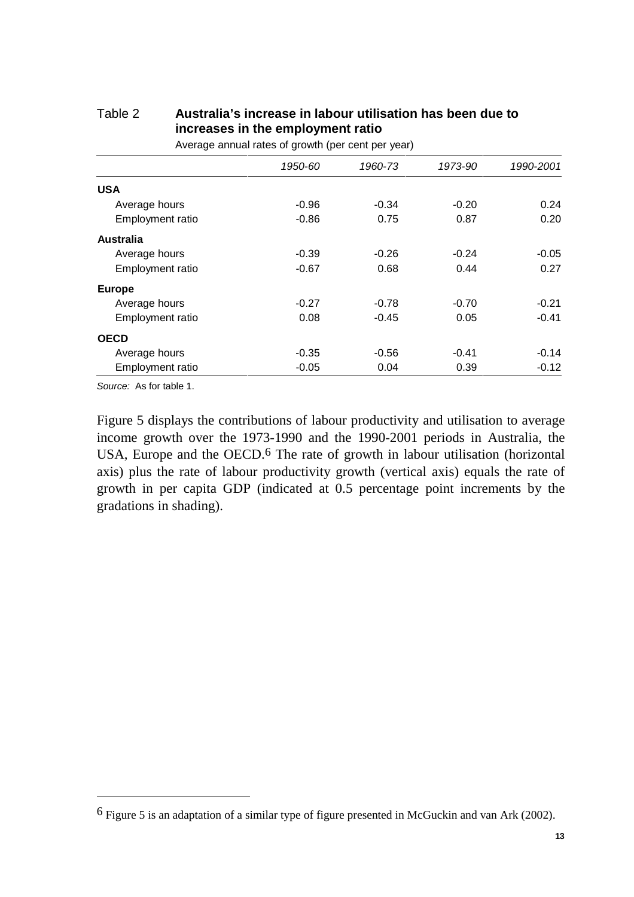Table 2 **Australia's increase in labour utilisation has been due to increases in the employment ratio**

Average annual rates of growth (per cent per year)

| | *1950-60* | *1960-73* | *1973-90* | *1990-2001* |
|---|---|---|---|---|
| **USA** | | | | |
| Average hours | -0.96 | -0.34 | -0.20 | 0.24 |
| Employment ratio | -0.86 | 0.75 | 0.87 | 0.20 |
| **Australia** | | | | |
| Average hours | -0.39 | -0.26 | -0.24 | -0.05 |
| Employment ratio | -0.67 | 0.68 | 0.44 | 0.27 |
| **Europe** | | | | |
| Average hours | -0.27 | -0.78 | -0.70 | -0.21 |
| Employment ratio | 0.08 | -0.45 | 0.05 | -0.41 |
| **OECD** | | | | |
| Average hours | -0.35 | -0.56 | -0.41 | -0.14 |
| Employment ratio | -0.05 | 0.04 | 0.39 | -0.12 |

*Source:* As for table 1.

Figure 5 displays the contributions of labour productivity and utilisation to average income growth over the 1973-1990 and the 1990-2001 periods in Australia, the USA, Europe and the OECD.[6] The rate of growth in labour utilisation (horizontal axis) plus the rate of labour productivity growth (vertical axis) equals the rate of growth in per capita GDP (indicated at 0.5 percentage point increments by the gradations in shading).

---

[6] Figure 5 is an adaptation of a similar type of figure presented in McGuckin and van Ark (2002).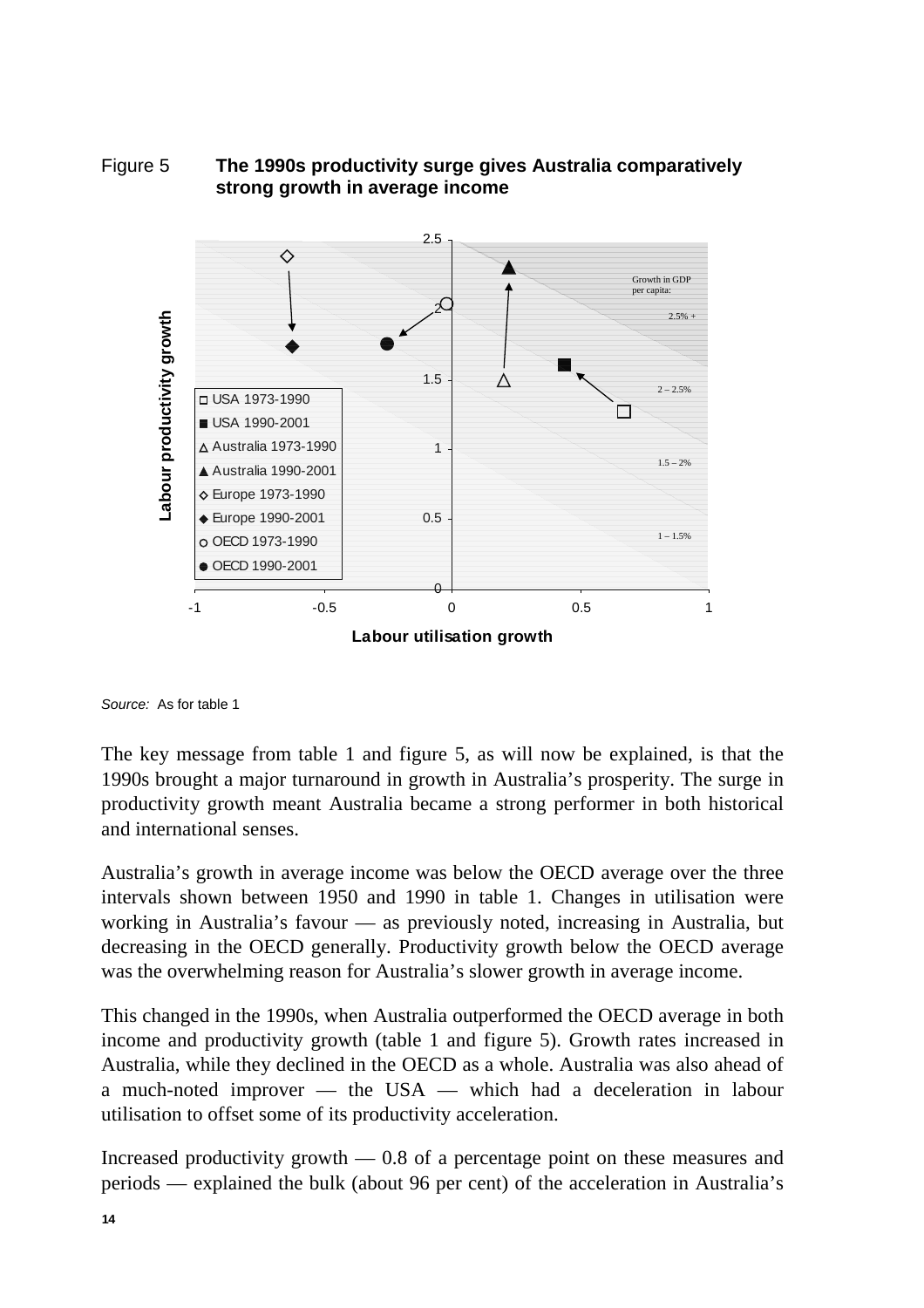Figure 5 **The 1990s productivity surge gives Australia comparatively strong growth in average income**

*Source:* As for table 1

The key message from table 1 and figure 5, as will now be explained, is that the 1990s brought a major turnaround in growth in Australia's prosperity. The surge in productivity growth meant Australia became a strong performer in both historical and international senses.

Australia's growth in average income was below the OECD average over the three intervals shown between 1950 and 1990 in table 1. Changes in utilisation were working in Australia's favour — as previously noted, increasing in Australia, but decreasing in the OECD generally. Productivity growth below the OECD average was the overwhelming reason for Australia's slower growth in average income.

This changed in the 1990s, when Australia outperformed the OECD average in both income and productivity growth (table 1 and figure 5). Growth rates increased in Australia, while they declined in the OECD as a whole. Australia was also ahead of a much-noted improver — the USA — which had a deceleration in labour utilisation to offset some of its productivity acceleration.

Increased productivity growth — 0.8 of a percentage point on these measures and periods — explained the bulk (about 96 per cent) of the acceleration in Australia's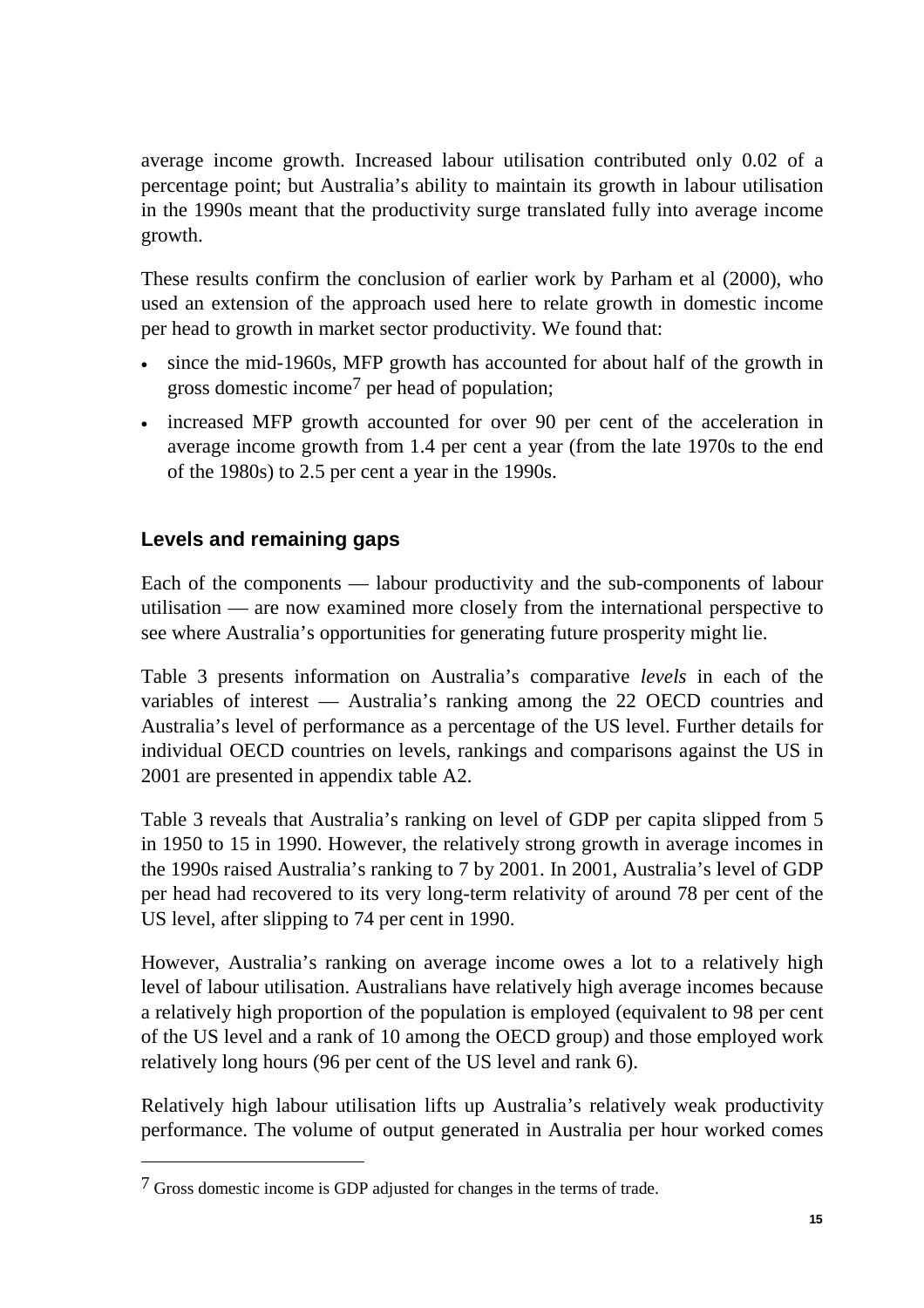average income growth. Increased labour utilisation contributed only 0.02 of a percentage point; but Australia's ability to maintain its growth in labour utilisation in the 1990s meant that the productivity surge translated fully into average income growth.

These results confirm the conclusion of earlier work by Parham et al (2000), who used an extension of the approach used here to relate growth in domestic income per head to growth in market sector productivity. We found that:

- since the mid-1960s, MFP growth has accounted for about half of the growth in gross domestic income[7] per head of population;
- increased MFP growth accounted for over 90 per cent of the acceleration in average income growth from 1.4 per cent a year (from the late 1970s to the end of the 1980s) to 2.5 per cent a year in the 1990s.

### Levels and remaining gaps

Each of the components — labour productivity and the sub-components of labour utilisation — are now examined more closely from the international perspective to see where Australia's opportunities for generating future prosperity might lie.

Table 3 presents information on Australia's comparative *levels* in each of the variables of interest — Australia's ranking among the 22 OECD countries and Australia's level of performance as a percentage of the US level. Further details for individual OECD countries on levels, rankings and comparisons against the US in 2001 are presented in appendix table A2.

Table 3 reveals that Australia's ranking on level of GDP per capita slipped from 5 in 1950 to 15 in 1990. However, the relatively strong growth in average incomes in the 1990s raised Australia's ranking to 7 by 2001. In 2001, Australia's level of GDP per head had recovered to its very long-term relativity of around 78 per cent of the US level, after slipping to 74 per cent in 1990.

However, Australia's ranking on average income owes a lot to a relatively high level of labour utilisation. Australians have relatively high average incomes because a relatively high proportion of the population is employed (equivalent to 98 per cent of the US level and a rank of 10 among the OECD group) and those employed work relatively long hours (96 per cent of the US level and rank 6).

Relatively high labour utilisation lifts up Australia's relatively weak productivity performance. The volume of output generated in Australia per hour worked comes

[7] Gross domestic income is GDP adjusted for changes in the terms of trade.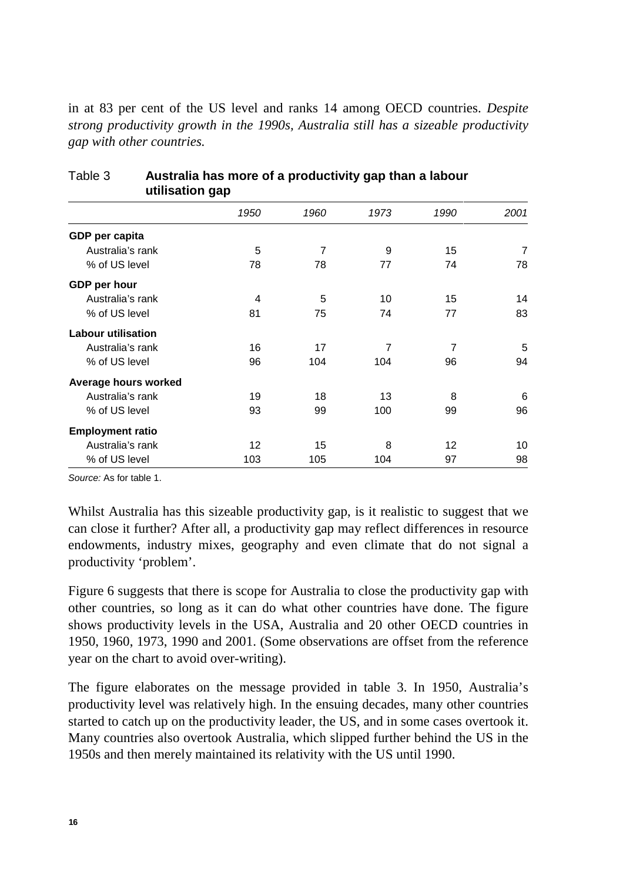in at 83 per cent of the US level and ranks 14 among OECD countries. *Despite strong productivity growth in the 1990s, Australia still has a sizeable productivity gap with other countries.*

Table 3 **Australia has more of a productivity gap than a labour utilisation gap**

| | *1950* | *1960* | *1973* | *1990* | *2001* |
|---|---|---|---|---|---|
| **GDP per capita** | | | | | |
| Australia's rank | 5 | 7 | 9 | 15 | 7 |
| % of US level | 78 | 78 | 77 | 74 | 78 |
| **GDP per hour** | | | | | |
| Australia's rank | 4 | 5 | 10 | 15 | 14 |
| % of US level | 81 | 75 | 74 | 77 | 83 |
| **Labour utilisation** | | | | | |
| Australia's rank | 16 | 17 | 7 | 7 | 5 |
| % of US level | 96 | 104 | 104 | 96 | 94 |
| **Average hours worked** | | | | | |
| Australia's rank | 19 | 18 | 13 | 8 | 6 |
| % of US level | 93 | 99 | 100 | 99 | 96 |
| **Employment ratio** | | | | | |
| Australia's rank | 12 | 15 | 8 | 12 | 10 |
| % of US level | 103 | 105 | 104 | 97 | 98 |

*Source:* As for table 1.

Whilst Australia has this sizeable productivity gap, is it realistic to suggest that we can close it further? After all, a productivity gap may reflect differences in resource endowments, industry mixes, geography and even climate that do not signal a productivity 'problem'.

Figure 6 suggests that there is scope for Australia to close the productivity gap with other countries, so long as it can do what other countries have done. The figure shows productivity levels in the USA, Australia and 20 other OECD countries in 1950, 1960, 1973, 1990 and 2001. (Some observations are offset from the reference year on the chart to avoid over-writing).

The figure elaborates on the message provided in table 3. In 1950, Australia's productivity level was relatively high. In the ensuing decades, many other countries started to catch up on the productivity leader, the US, and in some cases overtook it. Many countries also overtook Australia, which slipped further behind the US in the 1950s and then merely maintained its relativity with the US until 1990.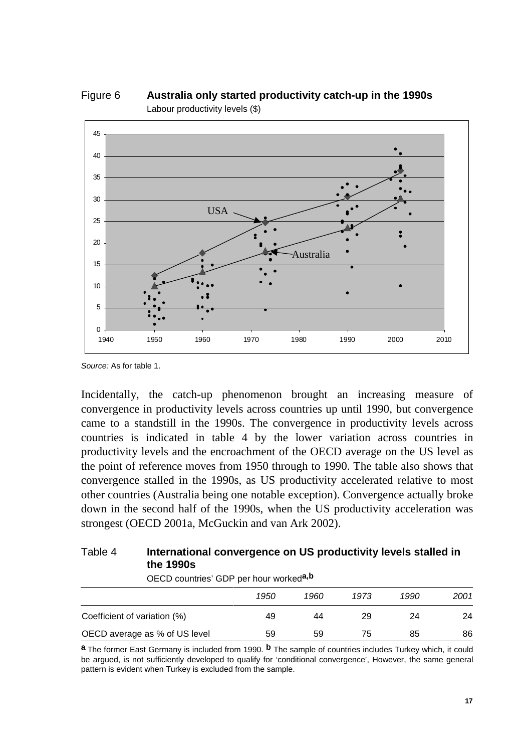Figure 6 **Australia only started productivity catch-up in the 1990s**

Labour productivity levels ($)

*Source:* As for table 1.

Incidentally, the catch-up phenomenon brought an increasing measure of convergence in productivity levels across countries up until 1990, but convergence came to a standstill in the 1990s. The convergence in productivity levels across countries is indicated in table 4 by the lower variation across countries in productivity levels and the encroachment of the OECD average on the US level as the point of reference moves from 1950 through to 1990. The table also shows that convergence stalled in the 1990s, as US productivity accelerated relative to most other countries (Australia being one notable exception). Convergence actually broke down in the second half of the 1990s, when the US productivity acceleration was strongest (OECD 2001a, McGuckin and van Ark 2002).

Table 4 **International convergence on US productivity levels stalled in the 1990s**

OECD countries' GDP per hour worked[a,b]

| | *1950* | *1960* | *1973* | *1990* | *2001* |
|---|---|---|---|---|---|
| Coefficient of variation (%) | 49 | 44 | 29 | 24 | 24 |
| OECD average as % of US level | 59 | 59 | 75 | 85 | 86 |

**a** The former East Germany is included from 1990. **b** The sample of countries includes Turkey which, it could be argued, is not sufficiently developed to qualify for 'conditional convergence', However, the same general pattern is evident when Turkey is excluded from the sample.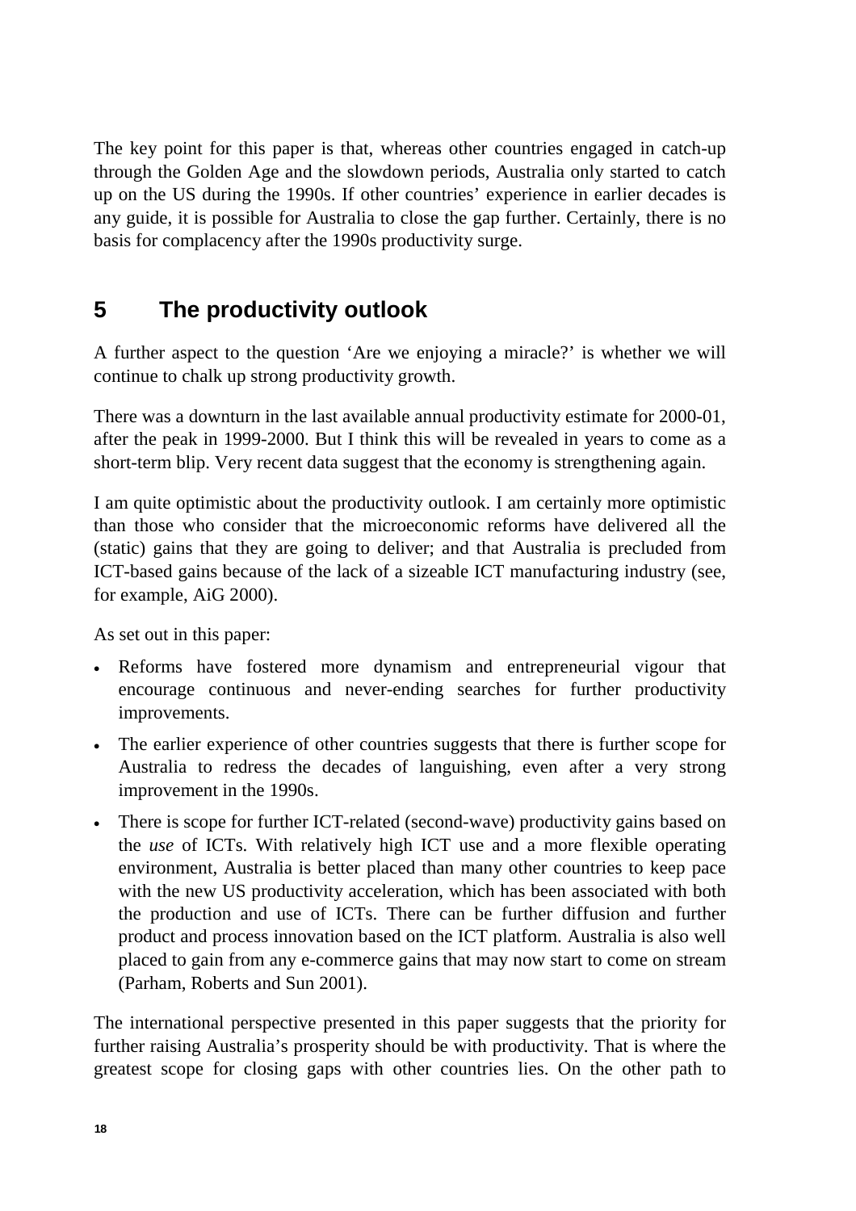The key point for this paper is that, whereas other countries engaged in catch-up through the Golden Age and the slowdown periods, Australia only started to catch up on the US during the 1990s. If other countries' experience in earlier decades is any guide, it is possible for Australia to close the gap further. Certainly, there is no basis for complacency after the 1990s productivity surge.

## 5 The productivity outlook

A further aspect to the question 'Are we enjoying a miracle?' is whether we will continue to chalk up strong productivity growth.

There was a downturn in the last available annual productivity estimate for 2000-01, after the peak in 1999-2000. But I think this will be revealed in years to come as a short-term blip. Very recent data suggest that the economy is strengthening again.

I am quite optimistic about the productivity outlook. I am certainly more optimistic than those who consider that the microeconomic reforms have delivered all the (static) gains that they are going to deliver; and that Australia is precluded from ICT-based gains because of the lack of a sizeable ICT manufacturing industry (see, for example, AiG 2000).

As set out in this paper:

- Reforms have fostered more dynamism and entrepreneurial vigour that encourage continuous and never-ending searches for further productivity improvements.
- The earlier experience of other countries suggests that there is further scope for Australia to redress the decades of languishing, even after a very strong improvement in the 1990s.
- There is scope for further ICT-related (second-wave) productivity gains based on the *use* of ICTs. With relatively high ICT use and a more flexible operating environment, Australia is better placed than many other countries to keep pace with the new US productivity acceleration, which has been associated with both the production and use of ICTs. There can be further diffusion and further product and process innovation based on the ICT platform. Australia is also well placed to gain from any e-commerce gains that may now start to come on stream (Parham, Roberts and Sun 2001).

The international perspective presented in this paper suggests that the priority for further raising Australia's prosperity should be with productivity. That is where the greatest scope for closing gaps with other countries lies. On the other path to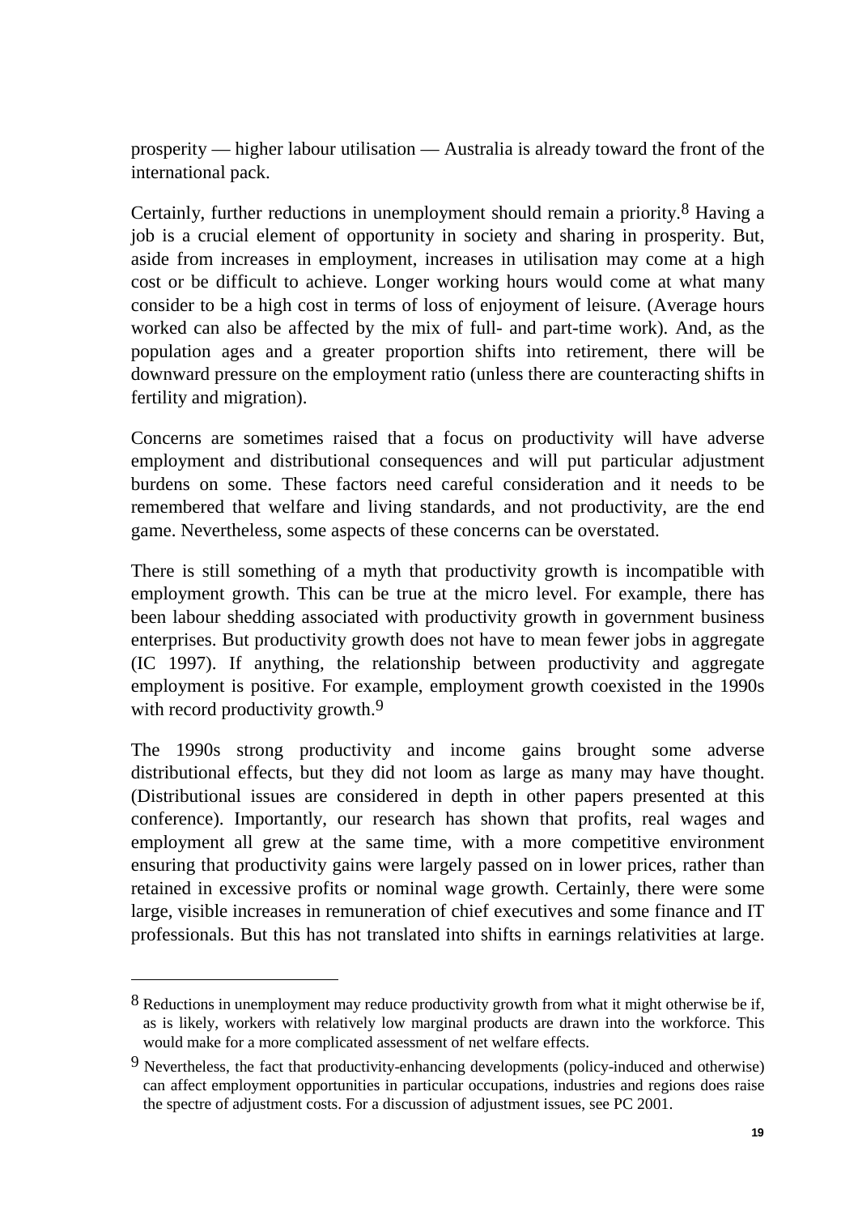prosperity — higher labour utilisation — Australia is already toward the front of the international pack.

Certainly, further reductions in unemployment should remain a priority.[8] Having a job is a crucial element of opportunity in society and sharing in prosperity. But, aside from increases in employment, increases in utilisation may come at a high cost or be difficult to achieve. Longer working hours would come at what many consider to be a high cost in terms of loss of enjoyment of leisure. (Average hours worked can also be affected by the mix of full- and part-time work). And, as the population ages and a greater proportion shifts into retirement, there will be downward pressure on the employment ratio (unless there are counteracting shifts in fertility and migration).

Concerns are sometimes raised that a focus on productivity will have adverse employment and distributional consequences and will put particular adjustment burdens on some. These factors need careful consideration and it needs to be remembered that welfare and living standards, and not productivity, are the end game. Nevertheless, some aspects of these concerns can be overstated.

There is still something of a myth that productivity growth is incompatible with employment growth. This can be true at the micro level. For example, there has been labour shedding associated with productivity growth in government business enterprises. But productivity growth does not have to mean fewer jobs in aggregate (IC 1997). If anything, the relationship between productivity and aggregate employment is positive. For example, employment growth coexisted in the 1990s with record productivity growth.[9]

The 1990s strong productivity and income gains brought some adverse distributional effects, but they did not loom as large as many may have thought. (Distributional issues are considered in depth in other papers presented at this conference). Importantly, our research has shown that profits, real wages and employment all grew at the same time, with a more competitive environment ensuring that productivity gains were largely passed on in lower prices, rather than retained in excessive profits or nominal wage growth. Certainly, there were some large, visible increases in remuneration of chief executives and some finance and IT professionals. But this has not translated into shifts in earnings relativities at large.

---

[8] Reductions in unemployment may reduce productivity growth from what it might otherwise be if, as is likely, workers with relatively low marginal products are drawn into the workforce. This would make for a more complicated assessment of net welfare effects.

[9] Nevertheless, the fact that productivity-enhancing developments (policy-induced and otherwise) can affect employment opportunities in particular occupations, industries and regions does raise the spectre of adjustment costs. For a discussion of adjustment issues, see PC 2001.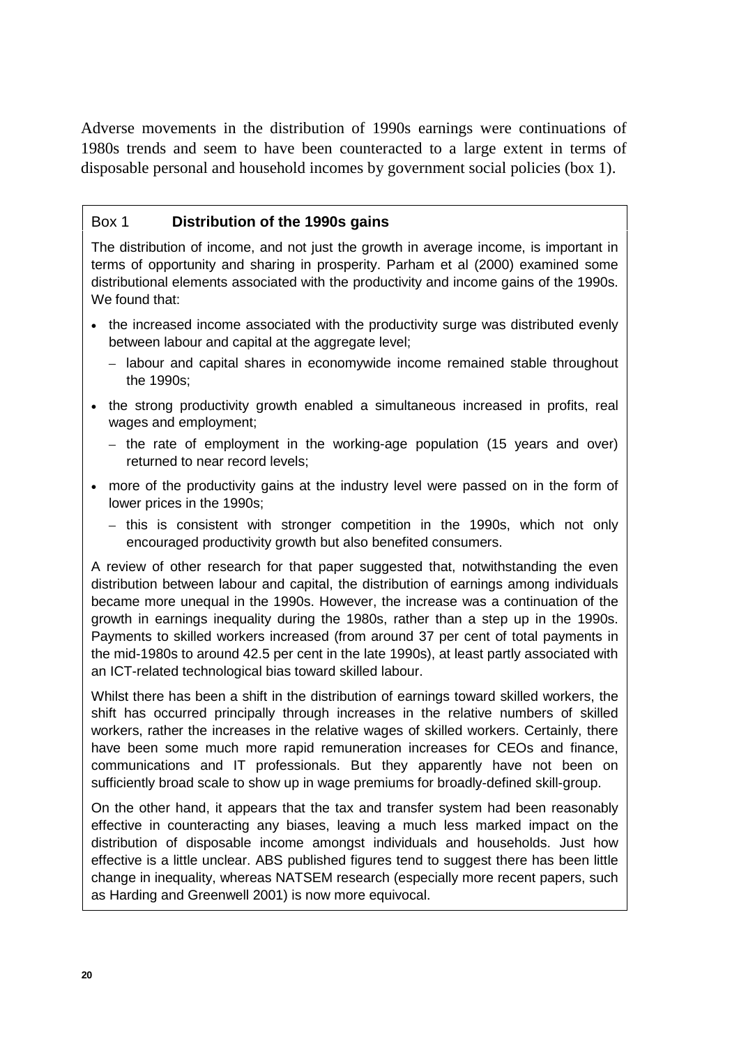Adverse movements in the distribution of 1990s earnings were continuations of 1980s trends and seem to have been counteracted to a large extent in terms of disposable personal and household incomes by government social policies (box 1).

### Box 1 **Distribution of the 1990s gains**

The distribution of income, and not just the growth in average income, is important in terms of opportunity and sharing in prosperity. Parham et al (2000) examined some distributional elements associated with the productivity and income gains of the 1990s. We found that:

- the increased income associated with the productivity surge was distributed evenly between labour and capital at the aggregate level;
  - labour and capital shares in economywide income remained stable throughout the 1990s;
- the strong productivity growth enabled a simultaneous increased in profits, real wages and employment;
  - the rate of employment in the working-age population (15 years and over) returned to near record levels;
- more of the productivity gains at the industry level were passed on in the form of lower prices in the 1990s;
  - this is consistent with stronger competition in the 1990s, which not only encouraged productivity growth but also benefited consumers.

A review of other research for that paper suggested that, notwithstanding the even distribution between labour and capital, the distribution of earnings among individuals became more unequal in the 1990s. However, the increase was a continuation of the growth in earnings inequality during the 1980s, rather than a step up in the 1990s. Payments to skilled workers increased (from around 37 per cent of total payments in the mid-1980s to around 42.5 per cent in the late 1990s), at least partly associated with an ICT-related technological bias toward skilled labour.

Whilst there has been a shift in the distribution of earnings toward skilled workers, the shift has occurred principally through increases in the relative numbers of skilled workers, rather the increases in the relative wages of skilled workers. Certainly, there have been some much more rapid remuneration increases for CEOs and finance, communications and IT professionals. But they apparently have not been on sufficiently broad scale to show up in wage premiums for broadly-defined skill-group.

On the other hand, it appears that the tax and transfer system had been reasonably effective in counteracting any biases, leaving a much less marked impact on the distribution of disposable income amongst individuals and households. Just how effective is a little unclear. ABS published figures tend to suggest there has been little change in inequality, whereas NATSEM research (especially more recent papers, such as Harding and Greenwell 2001) is now more equivocal.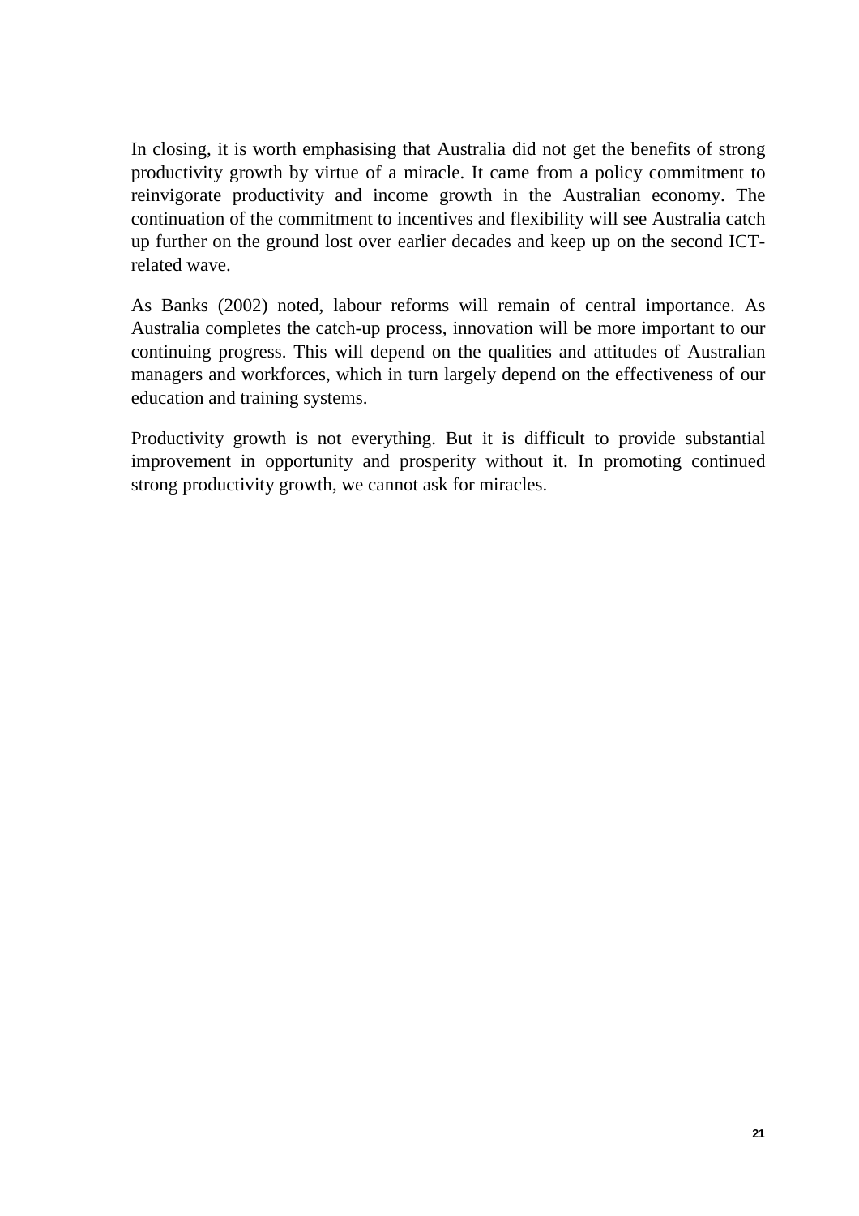In closing, it is worth emphasising that Australia did not get the benefits of strong productivity growth by virtue of a miracle. It came from a policy commitment to reinvigorate productivity and income growth in the Australian economy. The continuation of the commitment to incentives and flexibility will see Australia catch up further on the ground lost over earlier decades and keep up on the second ICT-related wave.

As Banks (2002) noted, labour reforms will remain of central importance. As Australia completes the catch-up process, innovation will be more important to our continuing progress. This will depend on the qualities and attitudes of Australian managers and workforces, which in turn largely depend on the effectiveness of our education and training systems.

Productivity growth is not everything. But it is difficult to provide substantial improvement in opportunity and prosperity without it. In promoting continued strong productivity growth, we cannot ask for miracles.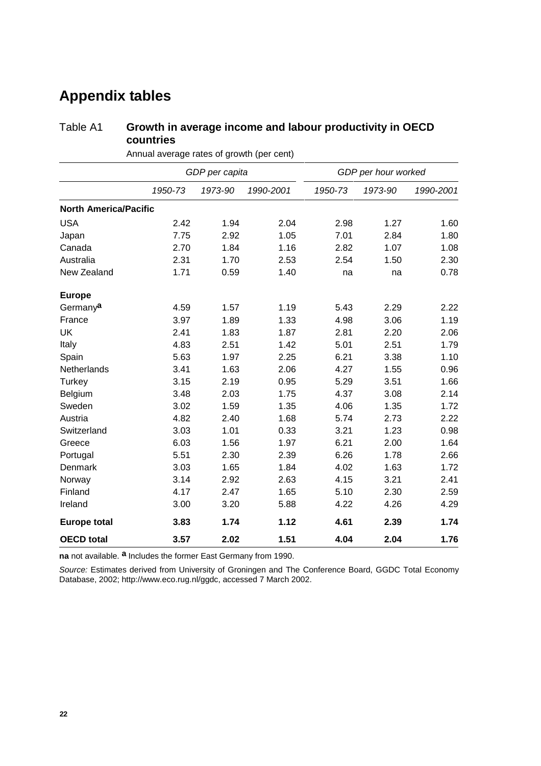# Appendix tables

Table A1 **Growth in average income and labour productivity in OECD countries**

Annual average rates of growth (per cent)

| | *GDP per capita* | | | *GDP per hour worked* | | |
|---|---|---|---|---|---|---|
| | *1950-73* | *1973-90* | *1990-2001* | *1950-73* | *1973-90* | *1990-2001* |
| **North America/Pacific** | | | | | | |
| USA | 2.42 | 1.94 | 2.04 | 2.98 | 1.27 | 1.60 |
| Japan | 7.75 | 2.92 | 1.05 | 7.01 | 2.84 | 1.80 |
| Canada | 2.70 | 1.84 | 1.16 | 2.82 | 1.07 | 1.08 |
| Australia | 2.31 | 1.70 | 2.53 | 2.54 | 1.50 | 2.30 |
| New Zealand | 1.71 | 0.59 | 1.40 | na | na | 0.78 |
| **Europe** | | | | | | |
| Germany[a] | 4.59 | 1.57 | 1.19 | 5.43 | 2.29 | 2.22 |
| France | 3.97 | 1.89 | 1.33 | 4.98 | 3.06 | 1.19 |
| UK | 2.41 | 1.83 | 1.87 | 2.81 | 2.20 | 2.06 |
| Italy | 4.83 | 2.51 | 1.42 | 5.01 | 2.51 | 1.79 |
| Spain | 5.63 | 1.97 | 2.25 | 6.21 | 3.38 | 1.10 |
| Netherlands | 3.41 | 1.63 | 2.06 | 4.27 | 1.55 | 0.96 |
| Turkey | 3.15 | 2.19 | 0.95 | 5.29 | 3.51 | 1.66 |
| Belgium | 3.48 | 2.03 | 1.75 | 4.37 | 3.08 | 2.14 |
| Sweden | 3.02 | 1.59 | 1.35 | 4.06 | 1.35 | 1.72 |
| Austria | 4.82 | 2.40 | 1.68 | 5.74 | 2.73 | 2.22 |
| Switzerland | 3.03 | 1.01 | 0.33 | 3.21 | 1.23 | 0.98 |
| Greece | 6.03 | 1.56 | 1.97 | 6.21 | 2.00 | 1.64 |
| Portugal | 5.51 | 2.30 | 2.39 | 6.26 | 1.78 | 2.66 |
| Denmark | 3.03 | 1.65 | 1.84 | 4.02 | 1.63 | 1.72 |
| Norway | 3.14 | 2.92 | 2.63 | 4.15 | 3.21 | 2.41 |
| Finland | 4.17 | 2.47 | 1.65 | 5.10 | 2.30 | 2.59 |
| Ireland | 3.00 | 3.20 | 5.88 | 4.22 | 4.26 | 4.29 |
| **Europe total** | **3.83** | **1.74** | **1.12** | **4.61** | **2.39** | **1.74** |
| **OECD total** | **3.57** | **2.02** | **1.51** | **4.04** | **2.04** | **1.76** |

**na** not available. **a** Includes the former East Germany from 1990.

*Source:* Estimates derived from University of Groningen and The Conference Board, GGDC Total Economy Database, 2002; http://www.eco.rug.nl/ggdc, accessed 7 March 2002.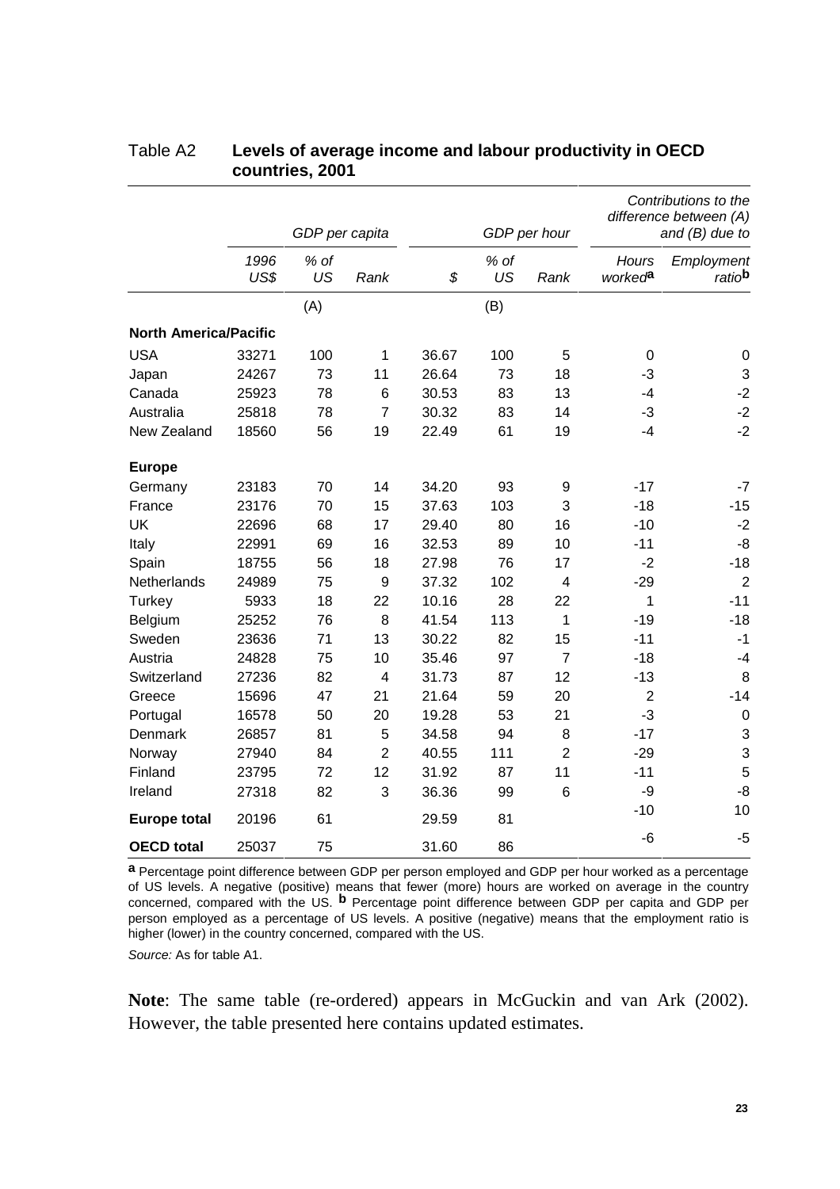Table A2 **Levels of average income and labour productivity in OECD countries, 2001**

| | GDP per capita | | | GDP per hour | | | Contributions to the difference between (A) and (B) due to | |
|---|---|---|---|---|---|---|---|---|
| | 1996 US$ | % of US | Rank | $ | % of US | Rank | Hours worked[a] | Employment ratio[b] |
| | | (A) | | | (B) | | | |
| **North America/Pacific** | | | | | | | | |
| USA | 33271 | 100 | 1 | 36.67 | 100 | 5 | 0 | 0 |
| Japan | 24267 | 73 | 11 | 26.64 | 73 | 18 | -3 | 3 |
| Canada | 25923 | 78 | 6 | 30.53 | 83 | 13 | -4 | -2 |
| Australia | 25818 | 78 | 7 | 30.32 | 83 | 14 | -3 | -2 |
| New Zealand | 18560 | 56 | 19 | 22.49 | 61 | 19 | -4 | -2 |
| **Europe** | | | | | | | | |
| Germany | 23183 | 70 | 14 | 34.20 | 93 | 9 | -17 | -7 |
| France | 23176 | 70 | 15 | 37.63 | 103 | 3 | -18 | -15 |
| UK | 22696 | 68 | 17 | 29.40 | 80 | 16 | -10 | -2 |
| Italy | 22991 | 69 | 16 | 32.53 | 89 | 10 | -11 | -8 |
| Spain | 18755 | 56 | 18 | 27.98 | 76 | 17 | -2 | -18 |
| Netherlands | 24989 | 75 | 9 | 37.32 | 102 | 4 | -29 | 2 |
| Turkey | 5933 | 18 | 22 | 10.16 | 28 | 22 | 1 | -11 |
| Belgium | 25252 | 76 | 8 | 41.54 | 113 | 1 | -19 | -18 |
| Sweden | 23636 | 71 | 13 | 30.22 | 82 | 15 | -11 | -1 |
| Austria | 24828 | 75 | 10 | 35.46 | 97 | 7 | -18 | -4 |
| Switzerland | 27236 | 82 | 4 | 31.73 | 87 | 12 | -13 | 8 |
| Greece | 15696 | 47 | 21 | 21.64 | 59 | 20 | 2 | -14 |
| Portugal | 16578 | 50 | 20 | 19.28 | 53 | 21 | -3 | 0 |
| Denmark | 26857 | 81 | 5 | 34.58 | 94 | 8 | -17 | 3 |
| Norway | 27940 | 84 | 2 | 40.55 | 111 | 2 | -29 | 3 |
| Finland | 23795 | 72 | 12 | 31.92 | 87 | 11 | -11 | 5 |
| Ireland | 27318 | 82 | 3 | 36.36 | 99 | 6 | -9 | -8 |
| **Europe total** | 20196 | 61 | | 29.59 | 81 | | -10 | 10 |
| **OECD total** | 25037 | 75 | | 31.60 | 86 | | -6 | -5 |

[a] Percentage point difference between GDP per person employed and GDP per hour worked as a percentage of US levels. A negative (positive) means that fewer (more) hours are worked on average in the country concerned, compared with the US. [b] Percentage point difference between GDP per capita and GDP per person employed as a percentage of US levels. A positive (negative) means that the employment ratio is higher (lower) in the country concerned, compared with the US.

*Source:* As for table A1.

**Note**: The same table (re-ordered) appears in McGuckin and van Ark (2002). However, the table presented here contains updated estimates.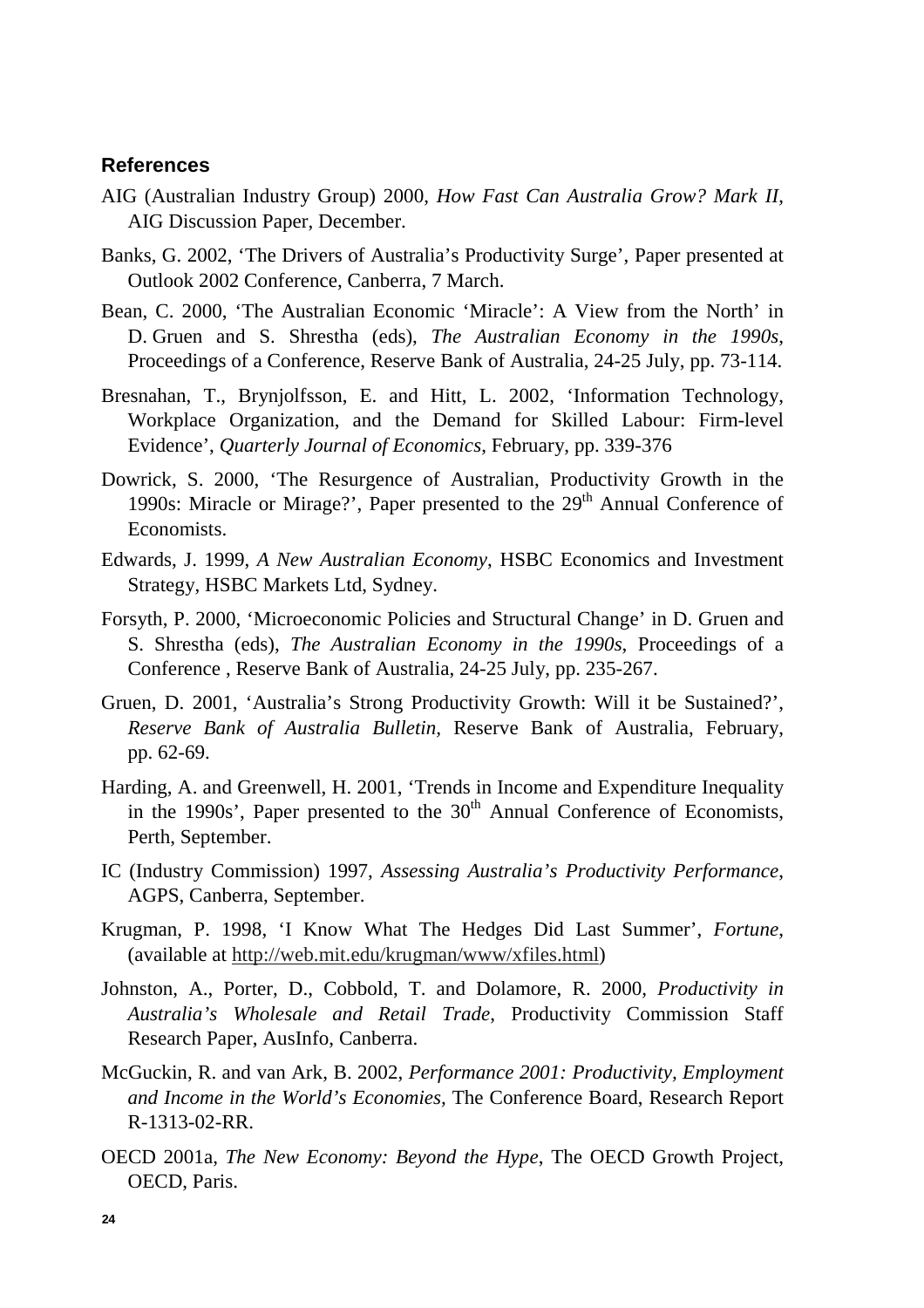## References

AIG (Australian Industry Group) 2000, *How Fast Can Australia Grow? Mark II*, AIG Discussion Paper, December.

Banks, G. 2002, 'The Drivers of Australia's Productivity Surge', Paper presented at Outlook 2002 Conference, Canberra, 7 March.

Bean, C. 2000, 'The Australian Economic 'Miracle': A View from the North' in D. Gruen and S. Shrestha (eds), *The Australian Economy in the 1990s*, Proceedings of a Conference, Reserve Bank of Australia, 24-25 July, pp. 73-114.

Bresnahan, T., Brynjolfsson, E. and Hitt, L. 2002, 'Information Technology, Workplace Organization, and the Demand for Skilled Labour: Firm-level Evidence', *Quarterly Journal of Economics*, February, pp. 339-376

Dowrick, S. 2000, 'The Resurgence of Australian, Productivity Growth in the 1990s: Miracle or Mirage?', Paper presented to the 29th Annual Conference of Economists.

Edwards, J. 1999, *A New Australian Economy*, HSBC Economics and Investment Strategy, HSBC Markets Ltd, Sydney.

Forsyth, P. 2000, 'Microeconomic Policies and Structural Change' in D. Gruen and S. Shrestha (eds), *The Australian Economy in the 1990s*, Proceedings of a Conference , Reserve Bank of Australia, 24-25 July, pp. 235-267.

Gruen, D. 2001, 'Australia's Strong Productivity Growth: Will it be Sustained?', *Reserve Bank of Australia Bulletin*, Reserve Bank of Australia, February, pp. 62-69.

Harding, A. and Greenwell, H. 2001, 'Trends in Income and Expenditure Inequality in the 1990s', Paper presented to the 30th Annual Conference of Economists, Perth, September.

IC (Industry Commission) 1997, *Assessing Australia's Productivity Performance*, AGPS, Canberra, September.

Krugman, P. 1998, 'I Know What The Hedges Did Last Summer', *Fortune*, (available at http://web.mit.edu/krugman/www/xfiles.html)

Johnston, A., Porter, D., Cobbold, T. and Dolamore, R. 2000, *Productivity in Australia's Wholesale and Retail Trade*, Productivity Commission Staff Research Paper, AusInfo, Canberra.

McGuckin, R. and van Ark, B. 2002, *Performance 2001: Productivity, Employment and Income in the World's Economies*, The Conference Board, Research Report R-1313-02-RR.

OECD 2001a, *The New Economy: Beyond the Hype*, The OECD Growth Project, OECD, Paris.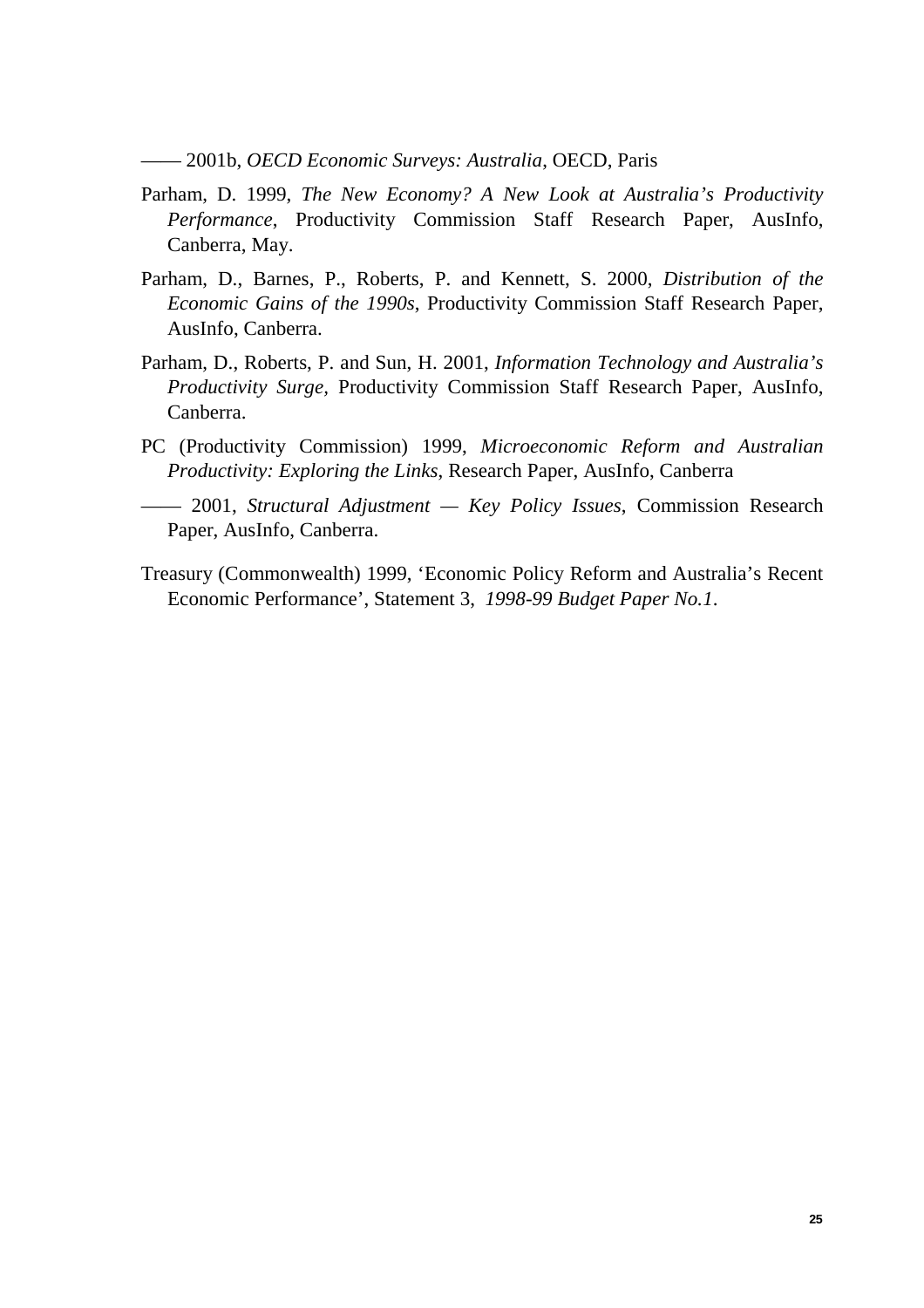—— 2001b, *OECD Economic Surveys: Australia*, OECD, Paris

Parham, D. 1999, *The New Economy? A New Look at Australia's Productivity Performance*, Productivity Commission Staff Research Paper, AusInfo, Canberra, May.

Parham, D., Barnes, P., Roberts, P. and Kennett, S. 2000, *Distribution of the Economic Gains of the 1990s*, Productivity Commission Staff Research Paper, AusInfo, Canberra.

Parham, D., Roberts, P. and Sun, H. 2001, *Information Technology and Australia's Productivity Surge,* Productivity Commission Staff Research Paper, AusInfo, Canberra.

PC (Productivity Commission) 1999, *Microeconomic Reform and Australian Productivity: Exploring the Links*, Research Paper, AusInfo, Canberra

—— 2001, *Structural Adjustment — Key Policy Issues*, Commission Research Paper, AusInfo, Canberra.

Treasury (Commonwealth) 1999, 'Economic Policy Reform and Australia's Recent Economic Performance', Statement 3, *1998-99 Budget Paper No.1*.